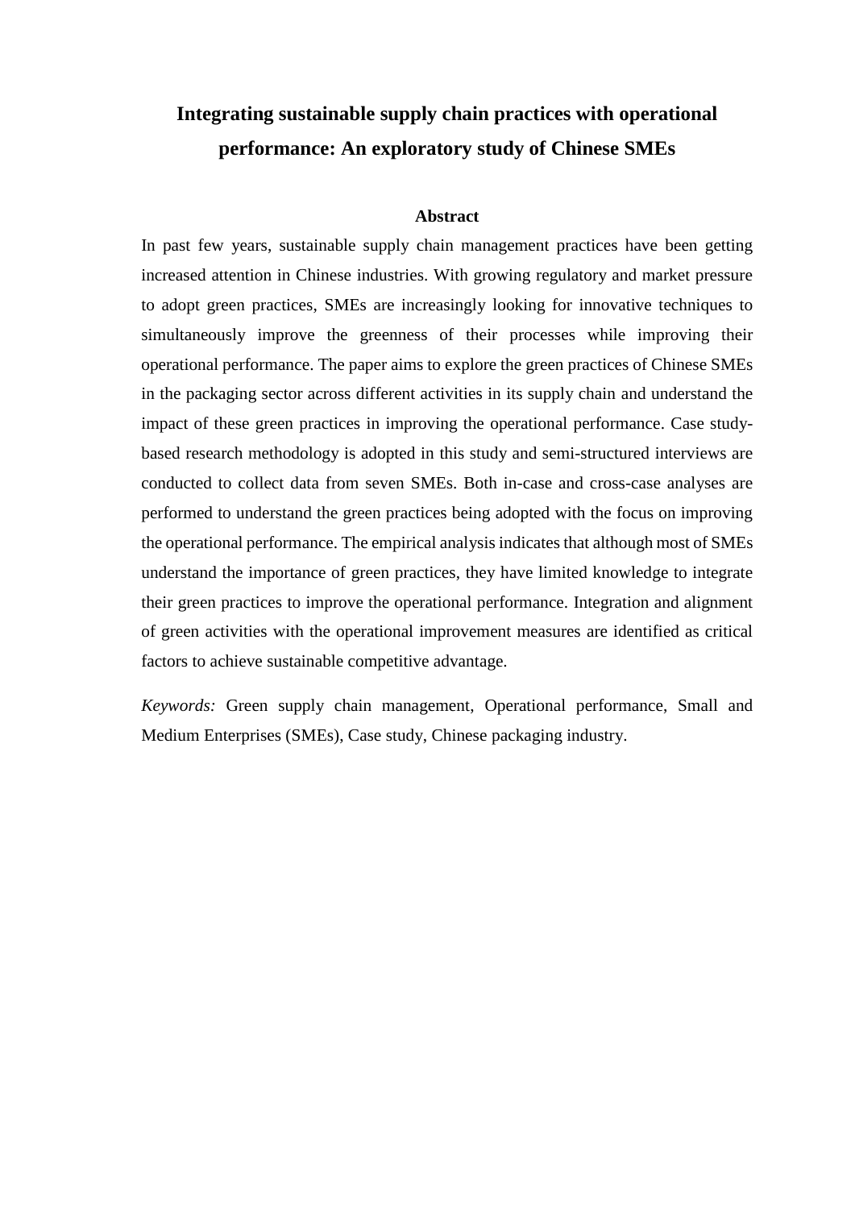# Integrating sustainable supply chain practices with operational performance: An exploratory study of Chinese SMEs

## Abstract

In past few years, sustainable supply chain management practices have been getting increased attention in Chinese industries. With growing regulatory and market pressure to adopt green practices, SMEs are increasingly looking for innovative techniques to simultaneously improve the greenness of their processes while improving their operational performance. The paper aims to explore the green practices of Chinese SMEs in the packaging sector across different activities in its supply chain and understand the impact of these green practices in improving the operational performance. Case study-based research methodology is adopted in this study and semi-structured interviews are conducted to collect data from seven SMEs. Both in-case and cross-case analyses are performed to understand the green practices being adopted with the focus on improving the operational performance. The empirical analysis indicates that although most of SMEs understand the importance of green practices, they have limited knowledge to integrate their green practices to improve the operational performance. Integration and alignment of green activities with the operational improvement measures are identified as critical factors to achieve sustainable competitive advantage.

*Keywords:* Green supply chain management, Operational performance, Small and Medium Enterprises (SMEs), Case study, Chinese packaging industry.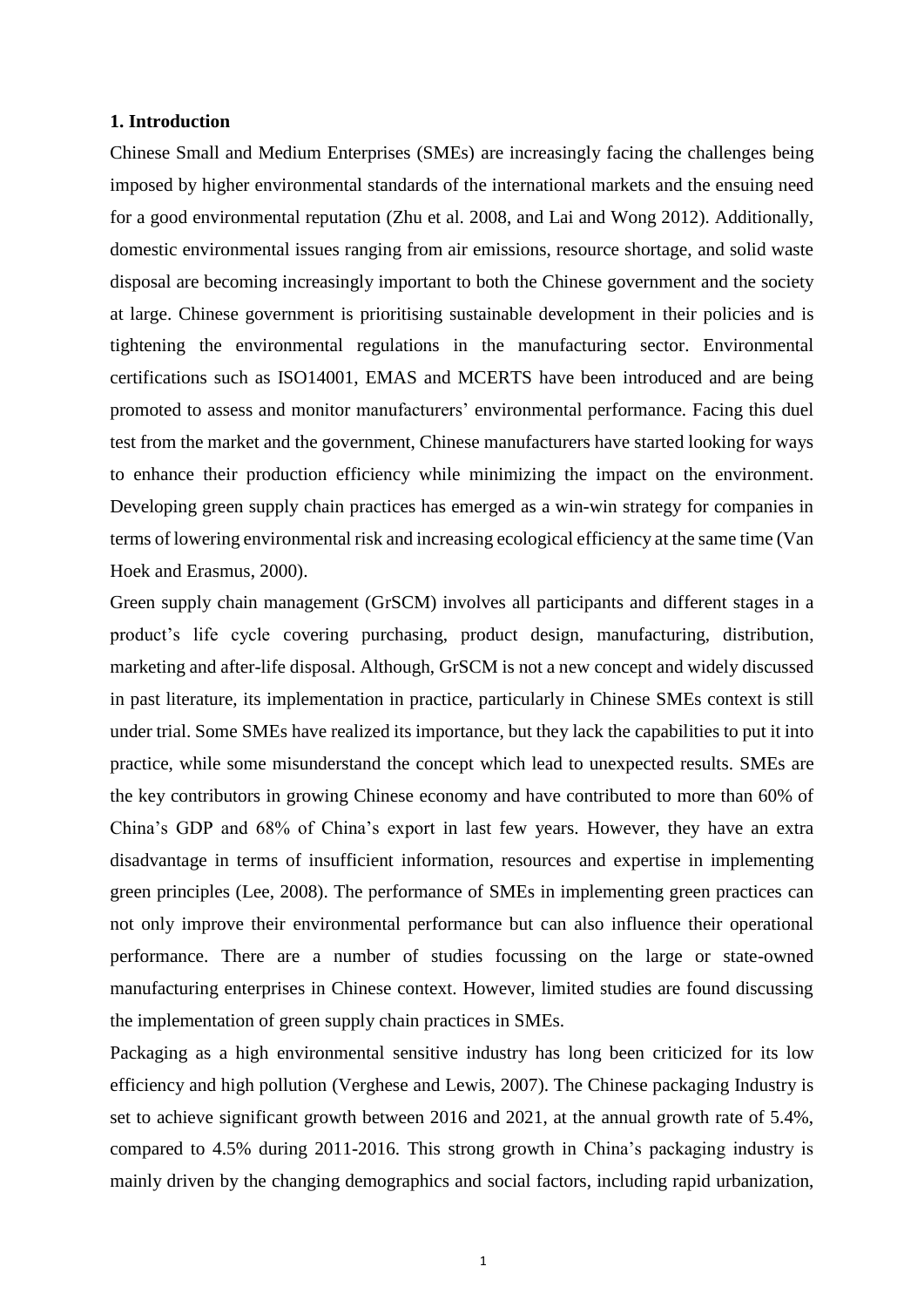**1. Introduction**

Chinese Small and Medium Enterprises (SMEs) are increasingly facing the challenges being imposed by higher environmental standards of the international markets and the ensuing need for a good environmental reputation (Zhu et al. 2008, and Lai and Wong 2012). Additionally, domestic environmental issues ranging from air emissions, resource shortage, and solid waste disposal are becoming increasingly important to both the Chinese government and the society at large. Chinese government is prioritising sustainable development in their policies and is tightening the environmental regulations in the manufacturing sector. Environmental certifications such as ISO14001, EMAS and MCERTS have been introduced and are being promoted to assess and monitor manufacturers' environmental performance. Facing this duel test from the market and the government, Chinese manufacturers have started looking for ways to enhance their production efficiency while minimizing the impact on the environment. Developing green supply chain practices has emerged as a win-win strategy for companies in terms of lowering environmental risk and increasing ecological efficiency at the same time (Van Hoek and Erasmus, 2000).

Green supply chain management (GrSCM) involves all participants and different stages in a product's life cycle covering purchasing, product design, manufacturing, distribution, marketing and after-life disposal. Although, GrSCM is not a new concept and widely discussed in past literature, its implementation in practice, particularly in Chinese SMEs context is still under trial. Some SMEs have realized its importance, but they lack the capabilities to put it into practice, while some misunderstand the concept which lead to unexpected results. SMEs are the key contributors in growing Chinese economy and have contributed to more than 60% of China's GDP and 68% of China's export in last few years. However, they have an extra disadvantage in terms of insufficient information, resources and expertise in implementing green principles (Lee, 2008). The performance of SMEs in implementing green practices can not only improve their environmental performance but can also influence their operational performance. There are a number of studies focussing on the large or state-owned manufacturing enterprises in Chinese context. However, limited studies are found discussing the implementation of green supply chain practices in SMEs.

Packaging as a high environmental sensitive industry has long been criticized for its low efficiency and high pollution (Verghese and Lewis, 2007). The Chinese packaging Industry is set to achieve significant growth between 2016 and 2021, at the annual growth rate of 5.4%, compared to 4.5% during 2011-2016. This strong growth in China's packaging industry is mainly driven by the changing demographics and social factors, including rapid urbanization,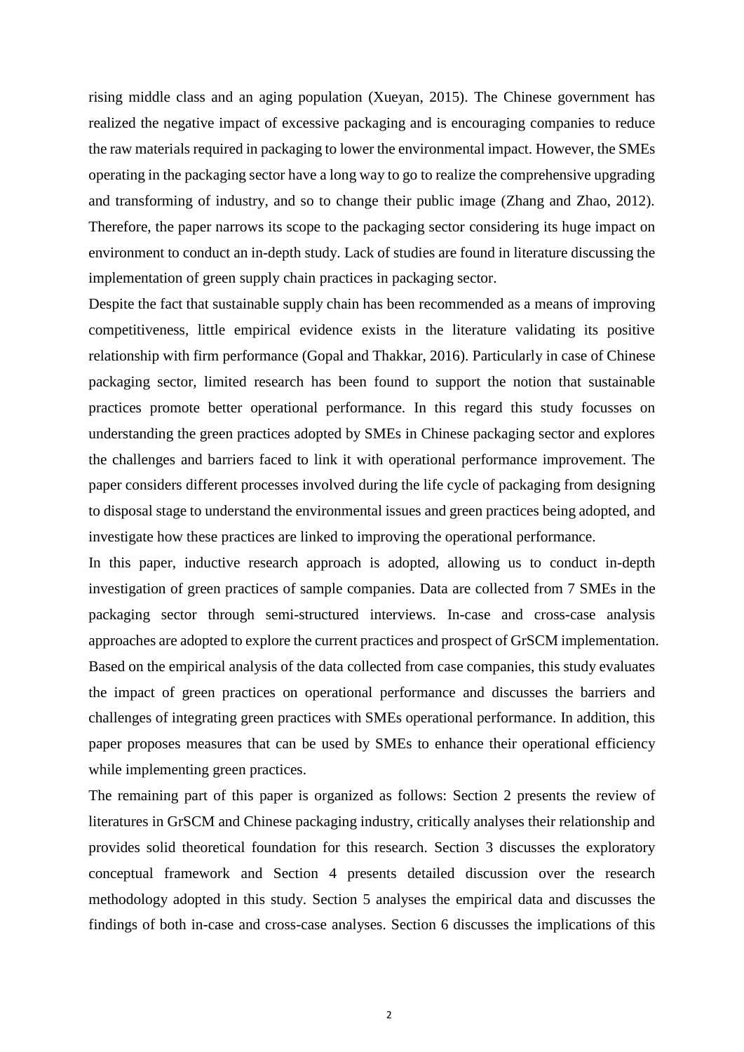rising middle class and an aging population (Xueyan, 2015). The Chinese government has realized the negative impact of excessive packaging and is encouraging companies to reduce the raw materials required in packaging to lower the environmental impact. However, the SMEs operating in the packaging sector have a long way to go to realize the comprehensive upgrading and transforming of industry, and so to change their public image (Zhang and Zhao, 2012). Therefore, the paper narrows its scope to the packaging sector considering its huge impact on environment to conduct an in-depth study. Lack of studies are found in literature discussing the implementation of green supply chain practices in packaging sector.

Despite the fact that sustainable supply chain has been recommended as a means of improving competitiveness, little empirical evidence exists in the literature validating its positive relationship with firm performance (Gopal and Thakkar, 2016). Particularly in case of Chinese packaging sector, limited research has been found to support the notion that sustainable practices promote better operational performance. In this regard this study focusses on understanding the green practices adopted by SMEs in Chinese packaging sector and explores the challenges and barriers faced to link it with operational performance improvement. The paper considers different processes involved during the life cycle of packaging from designing to disposal stage to understand the environmental issues and green practices being adopted, and investigate how these practices are linked to improving the operational performance.

In this paper, inductive research approach is adopted, allowing us to conduct in-depth investigation of green practices of sample companies. Data are collected from 7 SMEs in the packaging sector through semi-structured interviews. In-case and cross-case analysis approaches are adopted to explore the current practices and prospect of GrSCM implementation. Based on the empirical analysis of the data collected from case companies, this study evaluates the impact of green practices on operational performance and discusses the barriers and challenges of integrating green practices with SMEs operational performance. In addition, this paper proposes measures that can be used by SMEs to enhance their operational efficiency while implementing green practices.

The remaining part of this paper is organized as follows: Section 2 presents the review of literatures in GrSCM and Chinese packaging industry, critically analyses their relationship and provides solid theoretical foundation for this research. Section 3 discusses the exploratory conceptual framework and Section 4 presents detailed discussion over the research methodology adopted in this study. Section 5 analyses the empirical data and discusses the findings of both in-case and cross-case analyses. Section 6 discusses the implications of this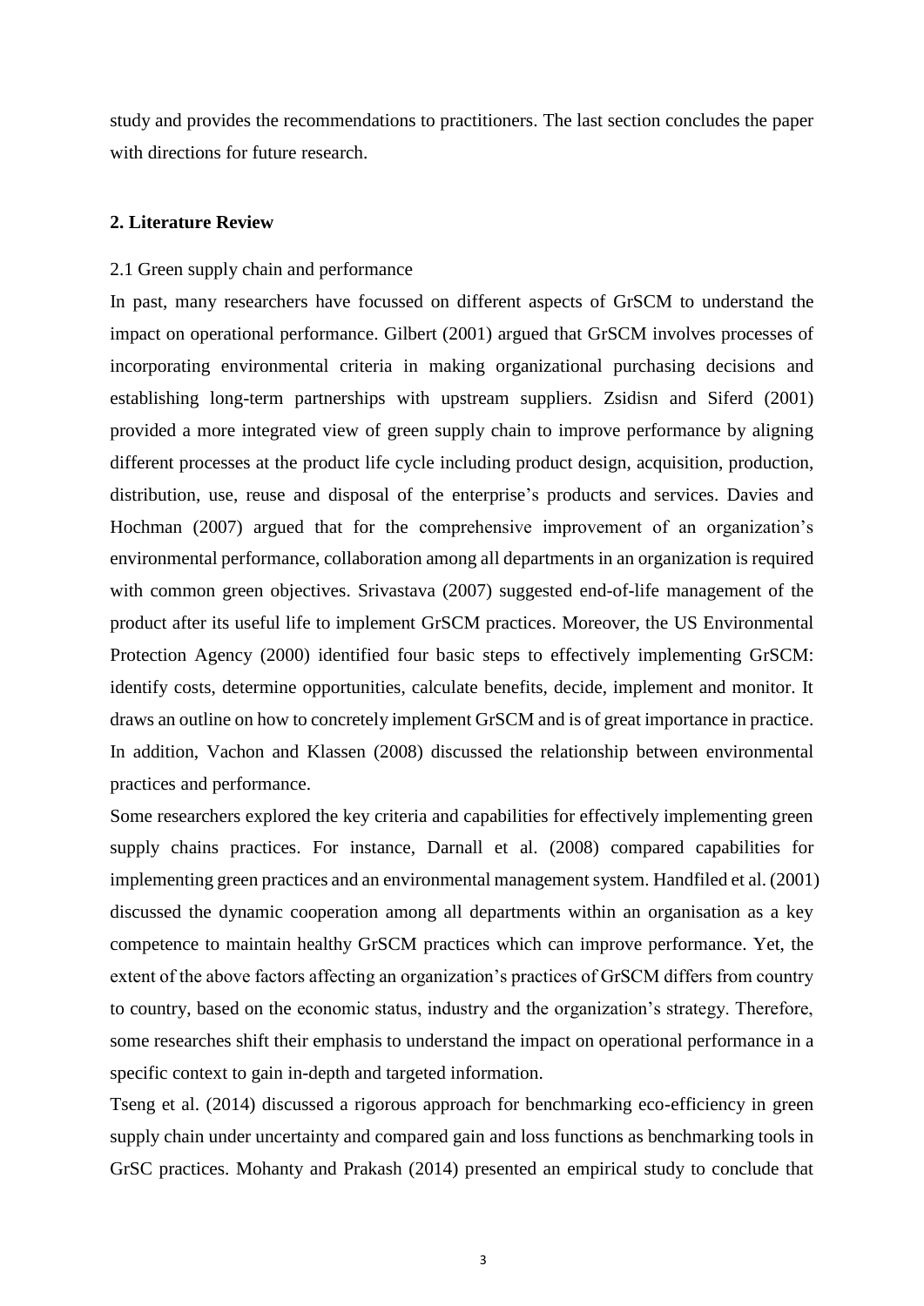study and provides the recommendations to practitioners. The last section concludes the paper with directions for future research.

## 2. Literature Review

### 2.1 Green supply chain and performance

In past, many researchers have focussed on different aspects of GrSCM to understand the impact on operational performance. Gilbert (2001) argued that GrSCM involves processes of incorporating environmental criteria in making organizational purchasing decisions and establishing long-term partnerships with upstream suppliers. Zsidisn and Siferd (2001) provided a more integrated view of green supply chain to improve performance by aligning different processes at the product life cycle including product design, acquisition, production, distribution, use, reuse and disposal of the enterprise's products and services. Davies and Hochman (2007) argued that for the comprehensive improvement of an organization's environmental performance, collaboration among all departments in an organization is required with common green objectives. Srivastava (2007) suggested end-of-life management of the product after its useful life to implement GrSCM practices. Moreover, the US Environmental Protection Agency (2000) identified four basic steps to effectively implementing GrSCM: identify costs, determine opportunities, calculate benefits, decide, implement and monitor. It draws an outline on how to concretely implement GrSCM and is of great importance in practice. In addition, Vachon and Klassen (2008) discussed the relationship between environmental practices and performance.

Some researchers explored the key criteria and capabilities for effectively implementing green supply chains practices. For instance, Darnall et al. (2008) compared capabilities for implementing green practices and an environmental management system. Handfiled et al. (2001) discussed the dynamic cooperation among all departments within an organisation as a key competence to maintain healthy GrSCM practices which can improve performance. Yet, the extent of the above factors affecting an organization's practices of GrSCM differs from country to country, based on the economic status, industry and the organization's strategy. Therefore, some researches shift their emphasis to understand the impact on operational performance in a specific context to gain in-depth and targeted information.

Tseng et al. (2014) discussed a rigorous approach for benchmarking eco-efficiency in green supply chain under uncertainty and compared gain and loss functions as benchmarking tools in GrSC practices. Mohanty and Prakash (2014) presented an empirical study to conclude that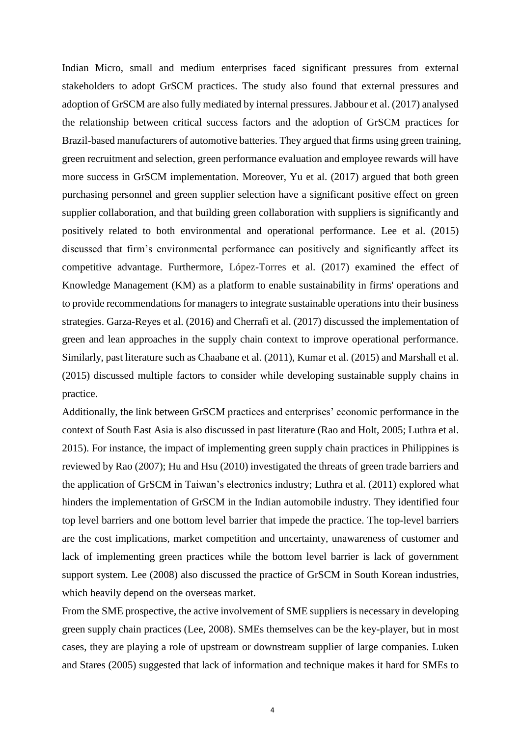Indian Micro, small and medium enterprises faced significant pressures from external stakeholders to adopt GrSCM practices. The study also found that external pressures and adoption of GrSCM are also fully mediated by internal pressures. Jabbour et al. (2017) analysed the relationship between critical success factors and the adoption of GrSCM practices for Brazil-based manufacturers of automotive batteries. They argued that firms using green training, green recruitment and selection, green performance evaluation and employee rewards will have more success in GrSCM implementation. Moreover, Yu et al. (2017) argued that both green purchasing personnel and green supplier selection have a significant positive effect on green supplier collaboration, and that building green collaboration with suppliers is significantly and positively related to both environmental and operational performance. Lee et al. (2015) discussed that firm's environmental performance can positively and significantly affect its competitive advantage. Furthermore, López-Torres et al. (2017) examined the effect of Knowledge Management (KM) as a platform to enable sustainability in firms' operations and to provide recommendations for managers to integrate sustainable operations into their business strategies. Garza-Reyes et al. (2016) and Cherrafi et al. (2017) discussed the implementation of green and lean approaches in the supply chain context to improve operational performance. Similarly, past literature such as Chaabane et al. (2011), Kumar et al. (2015) and Marshall et al. (2015) discussed multiple factors to consider while developing sustainable supply chains in practice.

Additionally, the link between GrSCM practices and enterprises' economic performance in the context of South East Asia is also discussed in past literature (Rao and Holt, 2005; Luthra et al. 2015). For instance, the impact of implementing green supply chain practices in Philippines is reviewed by Rao (2007); Hu and Hsu (2010) investigated the threats of green trade barriers and the application of GrSCM in Taiwan's electronics industry; Luthra et al. (2011) explored what hinders the implementation of GrSCM in the Indian automobile industry. They identified four top level barriers and one bottom level barrier that impede the practice. The top-level barriers are the cost implications, market competition and uncertainty, unawareness of customer and lack of implementing green practices while the bottom level barrier is lack of government support system. Lee (2008) also discussed the practice of GrSCM in South Korean industries, which heavily depend on the overseas market.

From the SME prospective, the active involvement of SME suppliers is necessary in developing green supply chain practices (Lee, 2008). SMEs themselves can be the key-player, but in most cases, they are playing a role of upstream or downstream supplier of large companies. Luken and Stares (2005) suggested that lack of information and technique makes it hard for SMEs to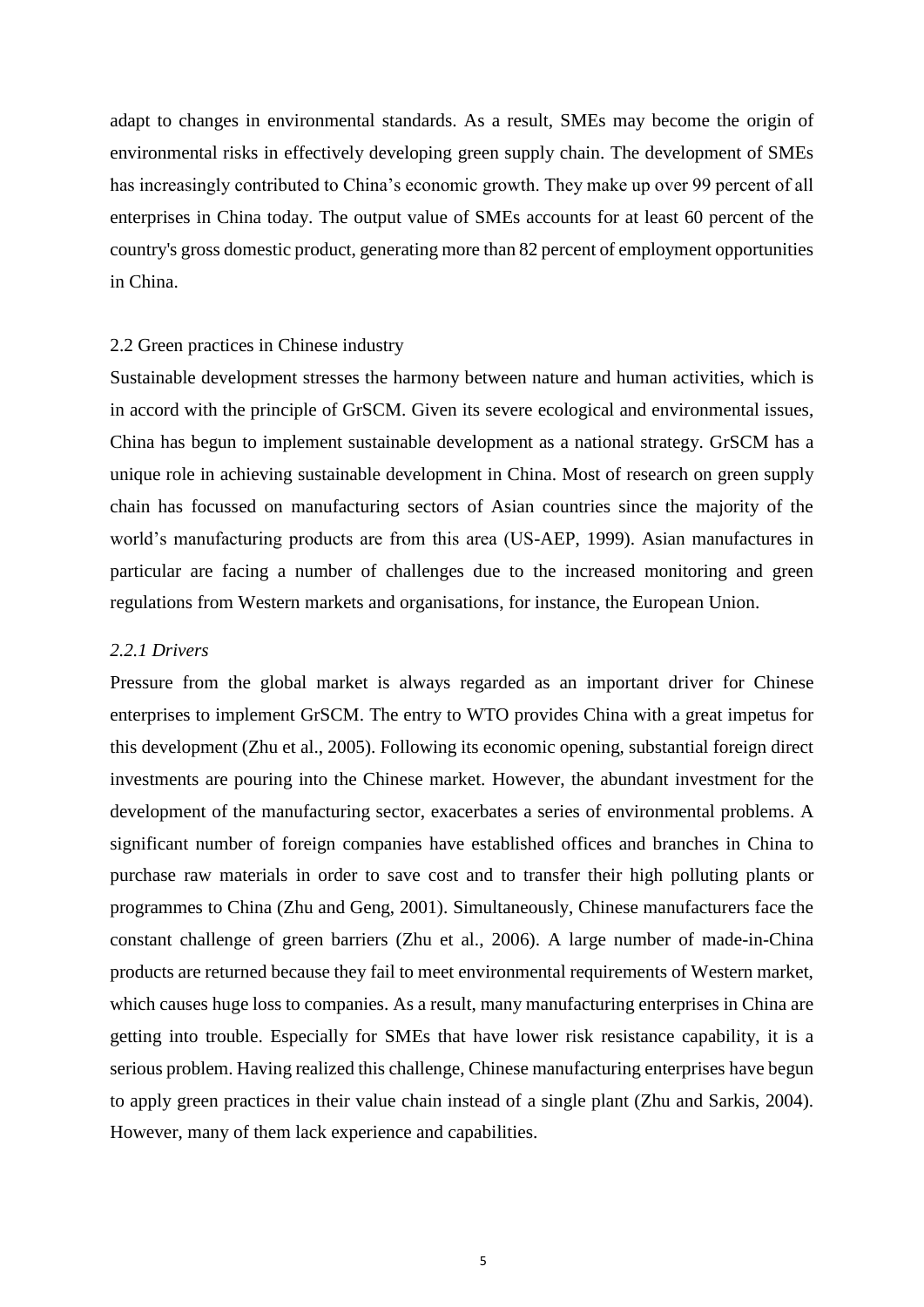adapt to changes in environmental standards. As a result, SMEs may become the origin of environmental risks in effectively developing green supply chain. The development of SMEs has increasingly contributed to China's economic growth. They make up over 99 percent of all enterprises in China today. The output value of SMEs accounts for at least 60 percent of the country's gross domestic product, generating more than 82 percent of employment opportunities in China.

## 2.2 Green practices in Chinese industry

Sustainable development stresses the harmony between nature and human activities, which is in accord with the principle of GrSCM. Given its severe ecological and environmental issues, China has begun to implement sustainable development as a national strategy. GrSCM has a unique role in achieving sustainable development in China. Most of research on green supply chain has focussed on manufacturing sectors of Asian countries since the majority of the world's manufacturing products are from this area (US-AEP, 1999). Asian manufactures in particular are facing a number of challenges due to the increased monitoring and green regulations from Western markets and organisations, for instance, the European Union.

### *2.2.1 Drivers*

Pressure from the global market is always regarded as an important driver for Chinese enterprises to implement GrSCM. The entry to WTO provides China with a great impetus for this development (Zhu et al., 2005). Following its economic opening, substantial foreign direct investments are pouring into the Chinese market. However, the abundant investment for the development of the manufacturing sector, exacerbates a series of environmental problems. A significant number of foreign companies have established offices and branches in China to purchase raw materials in order to save cost and to transfer their high polluting plants or programmes to China (Zhu and Geng, 2001). Simultaneously, Chinese manufacturers face the constant challenge of green barriers (Zhu et al., 2006). A large number of made-in-China products are returned because they fail to meet environmental requirements of Western market, which causes huge loss to companies. As a result, many manufacturing enterprises in China are getting into trouble. Especially for SMEs that have lower risk resistance capability, it is a serious problem. Having realized this challenge, Chinese manufacturing enterprises have begun to apply green practices in their value chain instead of a single plant (Zhu and Sarkis, 2004). However, many of them lack experience and capabilities.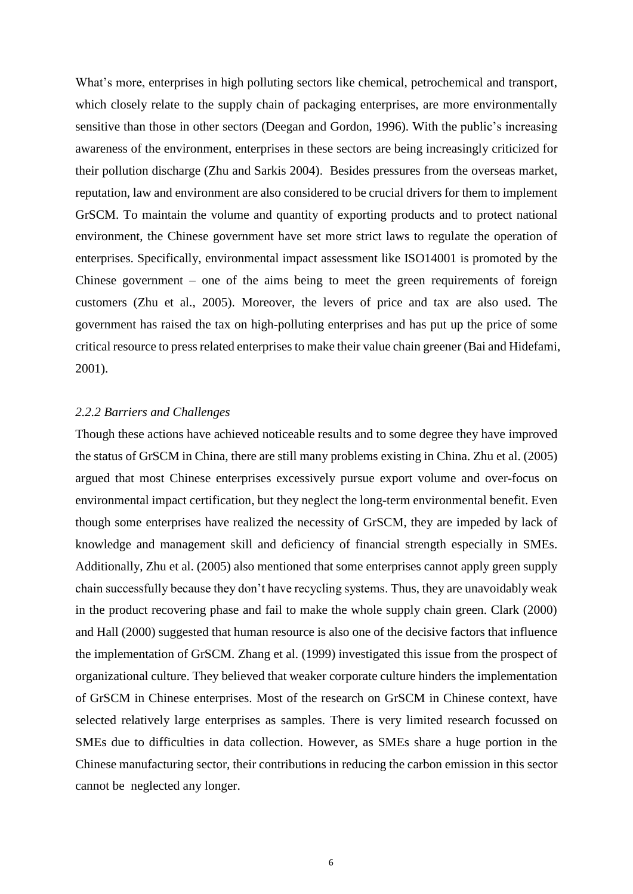What's more, enterprises in high polluting sectors like chemical, petrochemical and transport, which closely relate to the supply chain of packaging enterprises, are more environmentally sensitive than those in other sectors (Deegan and Gordon, 1996). With the public's increasing awareness of the environment, enterprises in these sectors are being increasingly criticized for their pollution discharge (Zhu and Sarkis 2004). Besides pressures from the overseas market, reputation, law and environment are also considered to be crucial drivers for them to implement GrSCM. To maintain the volume and quantity of exporting products and to protect national environment, the Chinese government have set more strict laws to regulate the operation of enterprises. Specifically, environmental impact assessment like ISO14001 is promoted by the Chinese government – one of the aims being to meet the green requirements of foreign customers (Zhu et al., 2005). Moreover, the levers of price and tax are also used. The government has raised the tax on high-polluting enterprises and has put up the price of some critical resource to press related enterprises to make their value chain greener (Bai and Hidefami, 2001).

### *2.2.2 Barriers and Challenges*

Though these actions have achieved noticeable results and to some degree they have improved the status of GrSCM in China, there are still many problems existing in China. Zhu et al. (2005) argued that most Chinese enterprises excessively pursue export volume and over-focus on environmental impact certification, but they neglect the long-term environmental benefit. Even though some enterprises have realized the necessity of GrSCM, they are impeded by lack of knowledge and management skill and deficiency of financial strength especially in SMEs. Additionally, Zhu et al. (2005) also mentioned that some enterprises cannot apply green supply chain successfully because they don't have recycling systems. Thus, they are unavoidably weak in the product recovering phase and fail to make the whole supply chain green. Clark (2000) and Hall (2000) suggested that human resource is also one of the decisive factors that influence the implementation of GrSCM. Zhang et al. (1999) investigated this issue from the prospect of organizational culture. They believed that weaker corporate culture hinders the implementation of GrSCM in Chinese enterprises. Most of the research on GrSCM in Chinese context, have selected relatively large enterprises as samples. There is very limited research focussed on SMEs due to difficulties in data collection. However, as SMEs share a huge portion in the Chinese manufacturing sector, their contributions in reducing the carbon emission in this sector cannot be neglected any longer.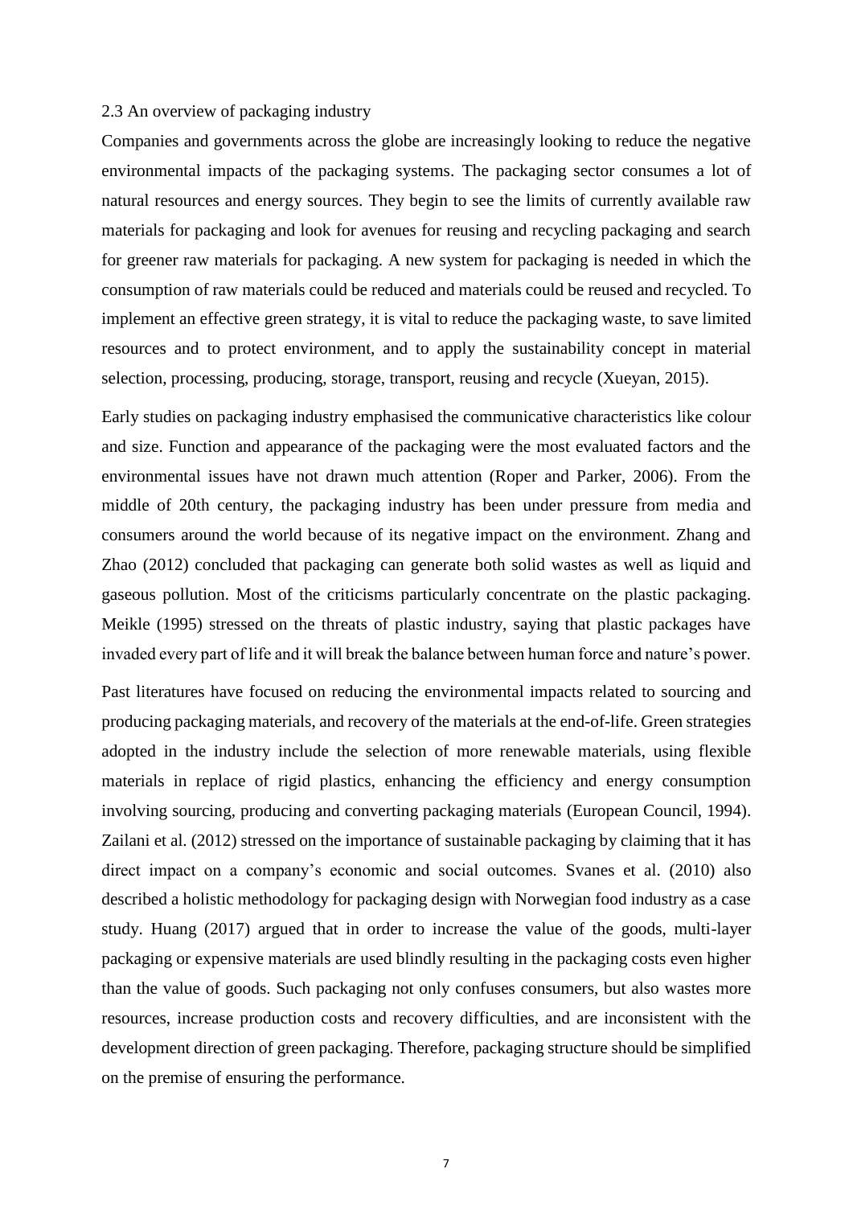## 2.3 An overview of packaging industry

Companies and governments across the globe are increasingly looking to reduce the negative environmental impacts of the packaging systems. The packaging sector consumes a lot of natural resources and energy sources. They begin to see the limits of currently available raw materials for packaging and look for avenues for reusing and recycling packaging and search for greener raw materials for packaging. A new system for packaging is needed in which the consumption of raw materials could be reduced and materials could be reused and recycled. To implement an effective green strategy, it is vital to reduce the packaging waste, to save limited resources and to protect environment, and to apply the sustainability concept in material selection, processing, producing, storage, transport, reusing and recycle (Xueyan, 2015).

Early studies on packaging industry emphasised the communicative characteristics like colour and size. Function and appearance of the packaging were the most evaluated factors and the environmental issues have not drawn much attention (Roper and Parker, 2006). From the middle of 20th century, the packaging industry has been under pressure from media and consumers around the world because of its negative impact on the environment. Zhang and Zhao (2012) concluded that packaging can generate both solid wastes as well as liquid and gaseous pollution. Most of the criticisms particularly concentrate on the plastic packaging. Meikle (1995) stressed on the threats of plastic industry, saying that plastic packages have invaded every part of life and it will break the balance between human force and nature's power.

Past literatures have focused on reducing the environmental impacts related to sourcing and producing packaging materials, and recovery of the materials at the end-of-life. Green strategies adopted in the industry include the selection of more renewable materials, using flexible materials in replace of rigid plastics, enhancing the efficiency and energy consumption involving sourcing, producing and converting packaging materials (European Council, 1994). Zailani et al. (2012) stressed on the importance of sustainable packaging by claiming that it has direct impact on a company's economic and social outcomes. Svanes et al. (2010) also described a holistic methodology for packaging design with Norwegian food industry as a case study. Huang (2017) argued that in order to increase the value of the goods, multi-layer packaging or expensive materials are used blindly resulting in the packaging costs even higher than the value of goods. Such packaging not only confuses consumers, but also wastes more resources, increase production costs and recovery difficulties, and are inconsistent with the development direction of green packaging. Therefore, packaging structure should be simplified on the premise of ensuring the performance.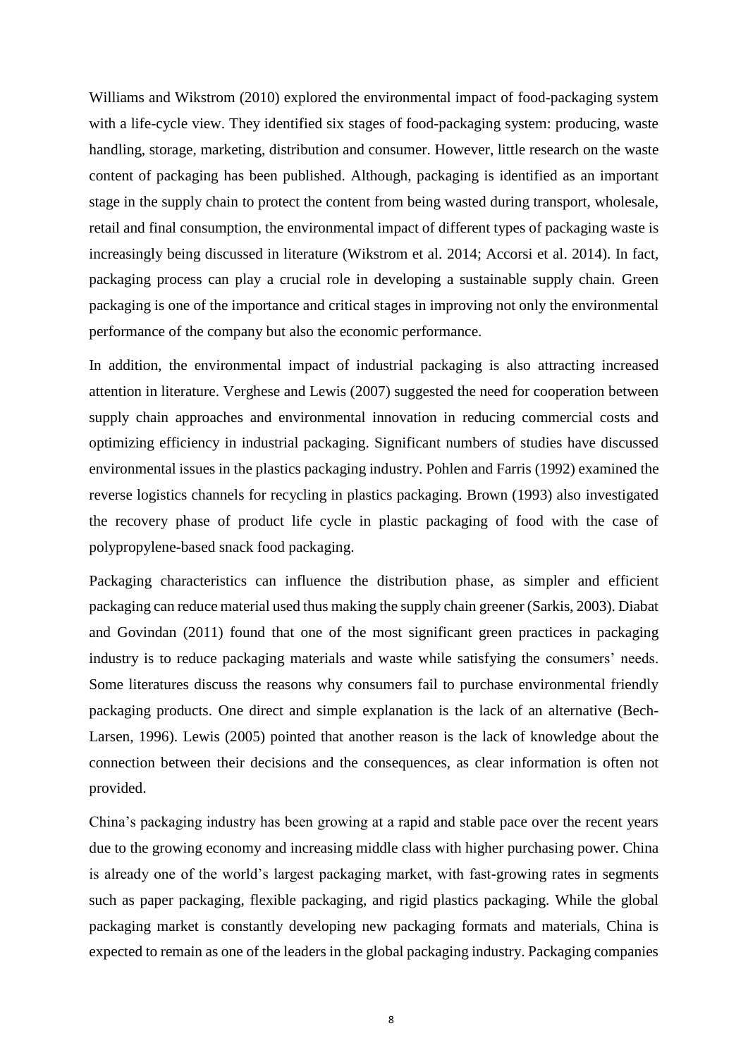Williams and Wikstrom (2010) explored the environmental impact of food-packaging system with a life-cycle view. They identified six stages of food-packaging system: producing, waste handling, storage, marketing, distribution and consumer. However, little research on the waste content of packaging has been published. Although, packaging is identified as an important stage in the supply chain to protect the content from being wasted during transport, wholesale, retail and final consumption, the environmental impact of different types of packaging waste is increasingly being discussed in literature (Wikstrom et al. 2014; Accorsi et al. 2014). In fact, packaging process can play a crucial role in developing a sustainable supply chain. Green packaging is one of the importance and critical stages in improving not only the environmental performance of the company but also the economic performance.

In addition, the environmental impact of industrial packaging is also attracting increased attention in literature. Verghese and Lewis (2007) suggested the need for cooperation between supply chain approaches and environmental innovation in reducing commercial costs and optimizing efficiency in industrial packaging. Significant numbers of studies have discussed environmental issues in the plastics packaging industry. Pohlen and Farris (1992) examined the reverse logistics channels for recycling in plastics packaging. Brown (1993) also investigated the recovery phase of product life cycle in plastic packaging of food with the case of polypropylene-based snack food packaging.

Packaging characteristics can influence the distribution phase, as simpler and efficient packaging can reduce material used thus making the supply chain greener (Sarkis, 2003). Diabat and Govindan (2011) found that one of the most significant green practices in packaging industry is to reduce packaging materials and waste while satisfying the consumers' needs. Some literatures discuss the reasons why consumers fail to purchase environmental friendly packaging products. One direct and simple explanation is the lack of an alternative (Bech-Larsen, 1996). Lewis (2005) pointed that another reason is the lack of knowledge about the connection between their decisions and the consequences, as clear information is often not provided.

China's packaging industry has been growing at a rapid and stable pace over the recent years due to the growing economy and increasing middle class with higher purchasing power. China is already one of the world's largest packaging market, with fast-growing rates in segments such as paper packaging, flexible packaging, and rigid plastics packaging. While the global packaging market is constantly developing new packaging formats and materials, China is expected to remain as one of the leaders in the global packaging industry. Packaging companies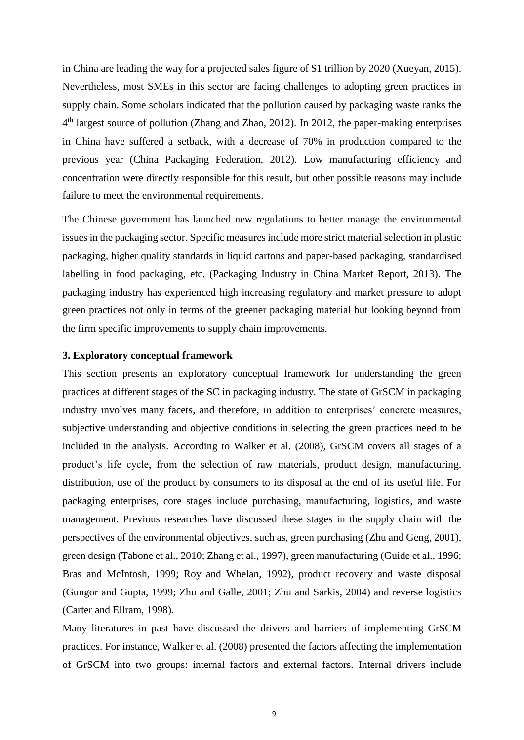in China are leading the way for a projected sales figure of $1 trillion by 2020 (Xueyan, 2015). Nevertheless, most SMEs in this sector are facing challenges to adopting green practices in supply chain. Some scholars indicated that the pollution caused by packaging waste ranks the 4th largest source of pollution (Zhang and Zhao, 2012). In 2012, the paper-making enterprises in China have suffered a setback, with a decrease of 70% in production compared to the previous year (China Packaging Federation, 2012). Low manufacturing efficiency and concentration were directly responsible for this result, but other possible reasons may include failure to meet the environmental requirements.

The Chinese government has launched new regulations to better manage the environmental issues in the packaging sector. Specific measures include more strict material selection in plastic packaging, higher quality standards in liquid cartons and paper-based packaging, standardised labelling in food packaging, etc. (Packaging Industry in China Market Report, 2013). The packaging industry has experienced high increasing regulatory and market pressure to adopt green practices not only in terms of the greener packaging material but looking beyond from the firm specific improvements to supply chain improvements.

### 3. Exploratory conceptual framework

This section presents an exploratory conceptual framework for understanding the green practices at different stages of the SC in packaging industry. The state of GrSCM in packaging industry involves many facets, and therefore, in addition to enterprises' concrete measures, subjective understanding and objective conditions in selecting the green practices need to be included in the analysis. According to Walker et al. (2008), GrSCM covers all stages of a product's life cycle, from the selection of raw materials, product design, manufacturing, distribution, use of the product by consumers to its disposal at the end of its useful life. For packaging enterprises, core stages include purchasing, manufacturing, logistics, and waste management. Previous researches have discussed these stages in the supply chain with the perspectives of the environmental objectives, such as, green purchasing (Zhu and Geng, 2001), green design (Tabone et al., 2010; Zhang et al., 1997), green manufacturing (Guide et al., 1996; Bras and McIntosh, 1999; Roy and Whelan, 1992), product recovery and waste disposal (Gungor and Gupta, 1999; Zhu and Galle, 2001; Zhu and Sarkis, 2004) and reverse logistics (Carter and Ellram, 1998).

Many literatures in past have discussed the drivers and barriers of implementing GrSCM practices. For instance, Walker et al. (2008) presented the factors affecting the implementation of GrSCM into two groups: internal factors and external factors. Internal drivers include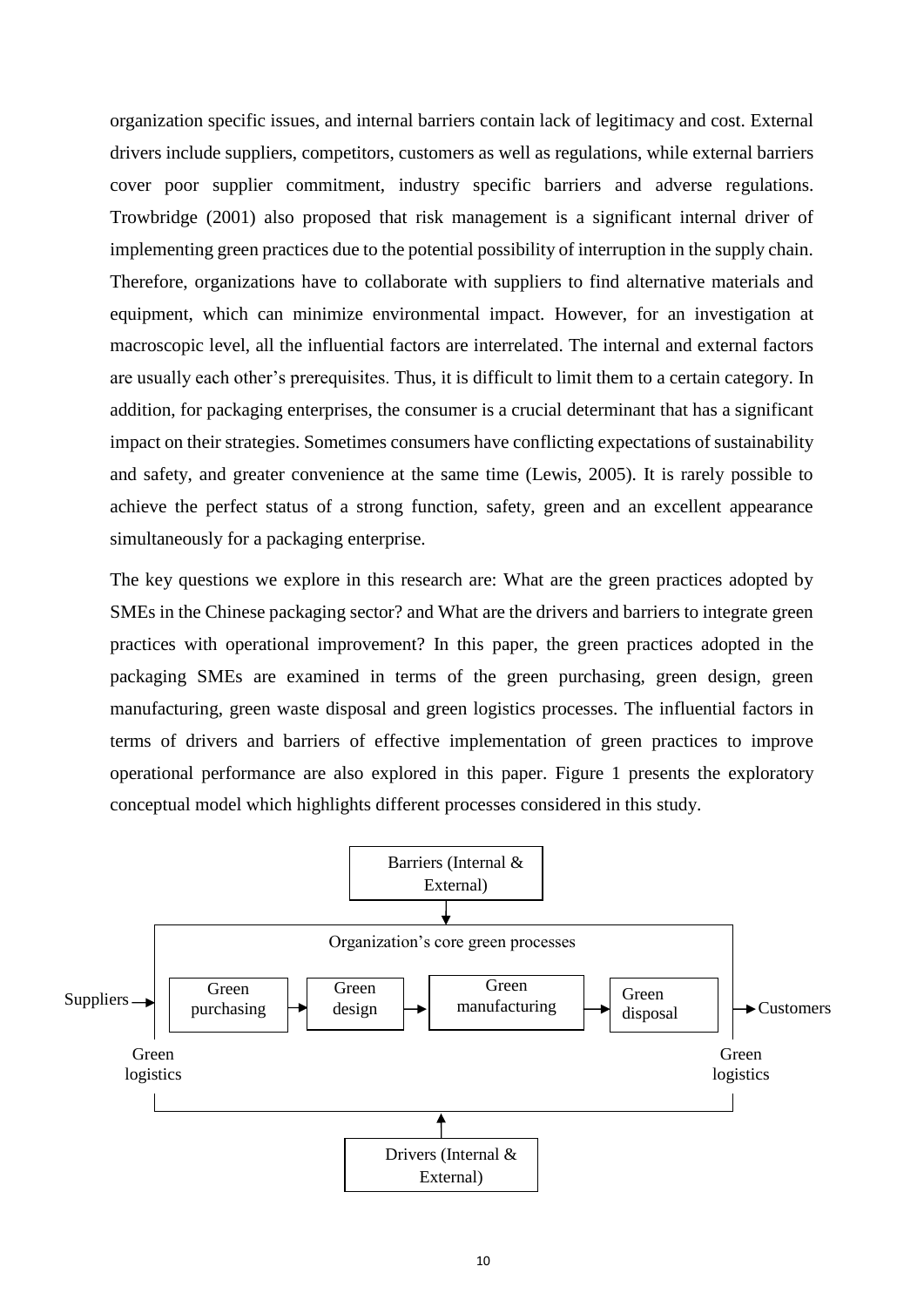organization specific issues, and internal barriers contain lack of legitimacy and cost. External drivers include suppliers, competitors, customers as well as regulations, while external barriers cover poor supplier commitment, industry specific barriers and adverse regulations. Trowbridge (2001) also proposed that risk management is a significant internal driver of implementing green practices due to the potential possibility of interruption in the supply chain. Therefore, organizations have to collaborate with suppliers to find alternative materials and equipment, which can minimize environmental impact. However, for an investigation at macroscopic level, all the influential factors are interrelated. The internal and external factors are usually each other's prerequisites. Thus, it is difficult to limit them to a certain category. In addition, for packaging enterprises, the consumer is a crucial determinant that has a significant impact on their strategies. Sometimes consumers have conflicting expectations of sustainability and safety, and greater convenience at the same time (Lewis, 2005). It is rarely possible to achieve the perfect status of a strong function, safety, green and an excellent appearance simultaneously for a packaging enterprise.

The key questions we explore in this research are: What are the green practices adopted by SMEs in the Chinese packaging sector? and What are the drivers and barriers to integrate green practices with operational improvement? In this paper, the green practices adopted in the packaging SMEs are examined in terms of the green purchasing, green design, green manufacturing, green waste disposal and green logistics processes. The influential factors in terms of drivers and barriers of effective implementation of green practices to improve operational performance are also explored in this paper. Figure 1 presents the exploratory conceptual model which highlights different processes considered in this study.

Barriers (Internal & External)

Organization's core green processes

Suppliers → Green purchasing → Green design → Green manufacturing → Green disposal → Customers

Green logistics | Green logistics

Drivers (Internal & External)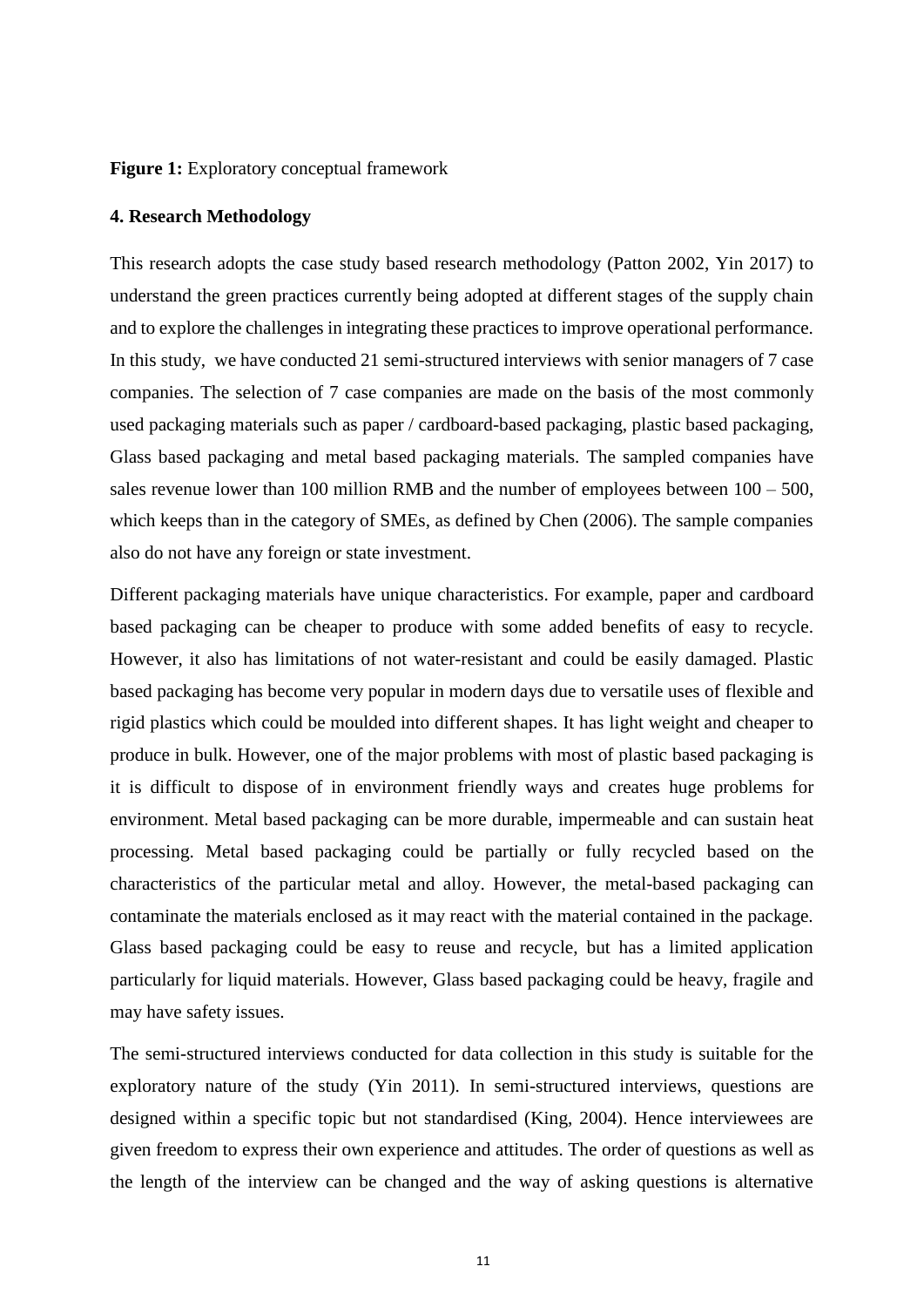**Figure 1:** Exploratory conceptual framework

**4. Research Methodology**

This research adopts the case study based research methodology (Patton 2002, Yin 2017) to understand the green practices currently being adopted at different stages of the supply chain and to explore the challenges in integrating these practices to improve operational performance. In this study, we have conducted 21 semi-structured interviews with senior managers of 7 case companies. The selection of 7 case companies are made on the basis of the most commonly used packaging materials such as paper / cardboard-based packaging, plastic based packaging, Glass based packaging and metal based packaging materials. The sampled companies have sales revenue lower than 100 million RMB and the number of employees between 100 – 500, which keeps than in the category of SMEs, as defined by Chen (2006). The sample companies also do not have any foreign or state investment.

Different packaging materials have unique characteristics. For example, paper and cardboard based packaging can be cheaper to produce with some added benefits of easy to recycle. However, it also has limitations of not water-resistant and could be easily damaged. Plastic based packaging has become very popular in modern days due to versatile uses of flexible and rigid plastics which could be moulded into different shapes. It has light weight and cheaper to produce in bulk. However, one of the major problems with most of plastic based packaging is it is difficult to dispose of in environment friendly ways and creates huge problems for environment. Metal based packaging can be more durable, impermeable and can sustain heat processing. Metal based packaging could be partially or fully recycled based on the characteristics of the particular metal and alloy. However, the metal-based packaging can contaminate the materials enclosed as it may react with the material contained in the package. Glass based packaging could be easy to reuse and recycle, but has a limited application particularly for liquid materials. However, Glass based packaging could be heavy, fragile and may have safety issues.

The semi-structured interviews conducted for data collection in this study is suitable for the exploratory nature of the study (Yin 2011). In semi-structured interviews, questions are designed within a specific topic but not standardised (King, 2004). Hence interviewees are given freedom to express their own experience and attitudes. The order of questions as well as the length of the interview can be changed and the way of asking questions is alternative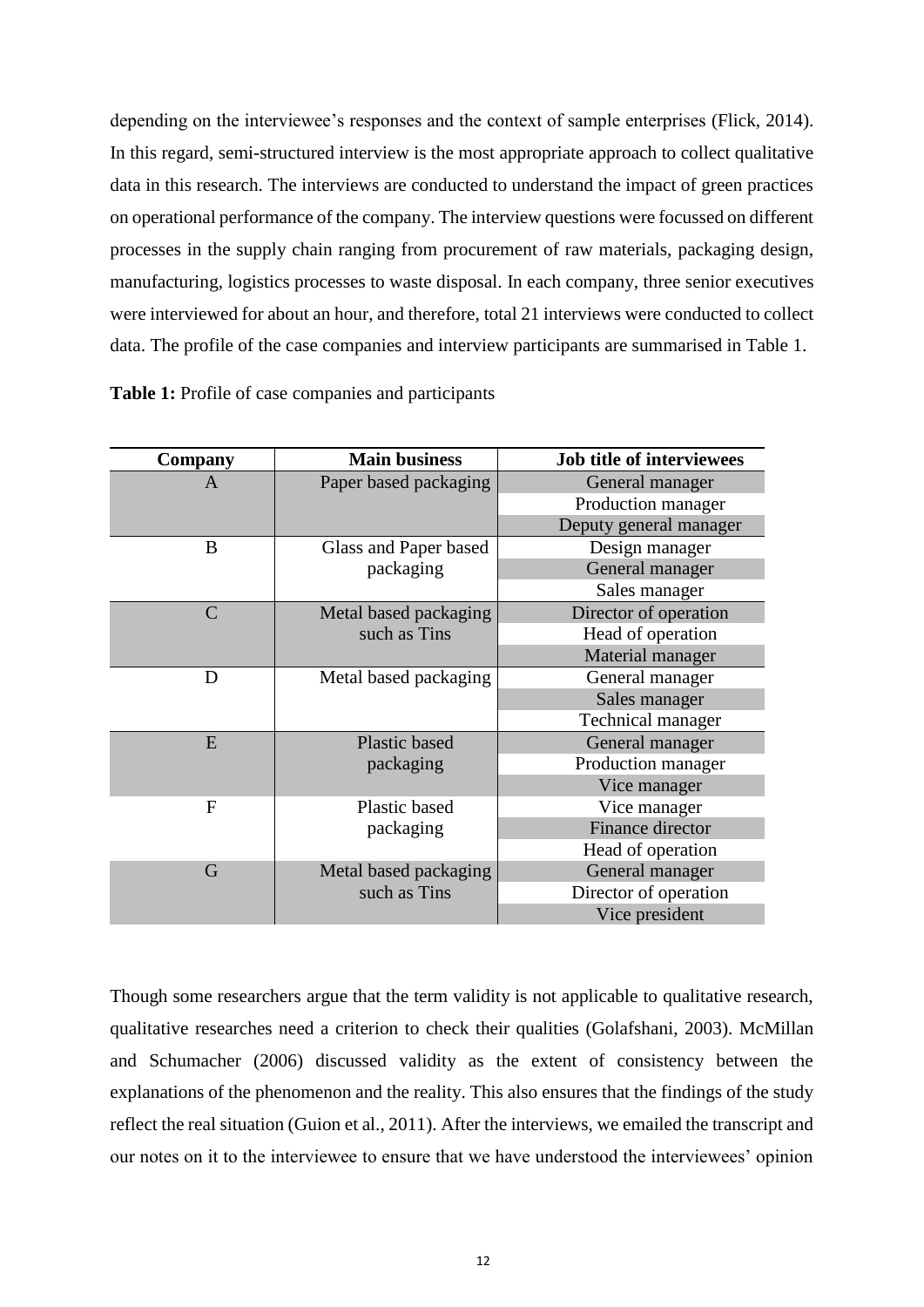depending on the interviewee's responses and the context of sample enterprises (Flick, 2014). In this regard, semi-structured interview is the most appropriate approach to collect qualitative data in this research. The interviews are conducted to understand the impact of green practices on operational performance of the company. The interview questions were focussed on different processes in the supply chain ranging from procurement of raw materials, packaging design, manufacturing, logistics processes to waste disposal. In each company, three senior executives were interviewed for about an hour, and therefore, total 21 interviews were conducted to collect data. The profile of the case companies and interview participants are summarised in Table 1.

**Table 1:** Profile of case companies and participants

| Company | Main business | Job title of interviewees |
|---|---|---|
| A | Paper based packaging | General manager |
| | | Production manager |
| | | Deputy general manager |
| B | Glass and Paper based packaging | Design manager |
| | | General manager |
| | | Sales manager |
| C | Metal based packaging such as Tins | Director of operation |
| | | Head of operation |
| | | Material manager |
| D | Metal based packaging | General manager |
| | | Sales manager |
| | | Technical manager |
| E | Plastic based packaging | General manager |
| | | Production manager |
| | | Vice manager |
| F | Plastic based packaging | Vice manager |
| | | Finance director |
| | | Head of operation |
| G | Metal based packaging such as Tins | General manager |
| | | Director of operation |
| | | Vice president |

Though some researchers argue that the term validity is not applicable to qualitative research, qualitative researches need a criterion to check their qualities (Golafshani, 2003). McMillan and Schumacher (2006) discussed validity as the extent of consistency between the explanations of the phenomenon and the reality. This also ensures that the findings of the study reflect the real situation (Guion et al., 2011). After the interviews, we emailed the transcript and our notes on it to the interviewee to ensure that we have understood the interviewees' opinion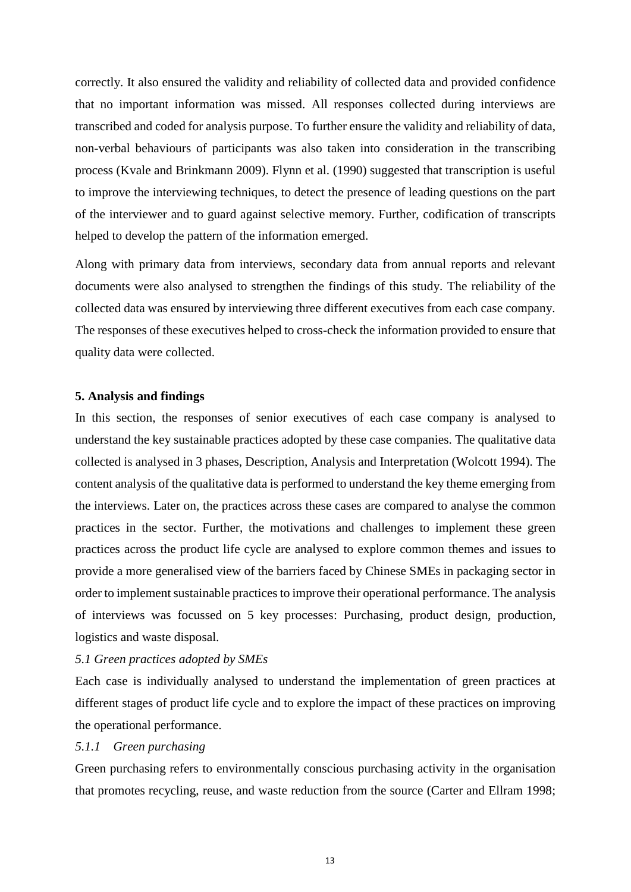correctly. It also ensured the validity and reliability of collected data and provided confidence that no important information was missed. All responses collected during interviews are transcribed and coded for analysis purpose. To further ensure the validity and reliability of data, non-verbal behaviours of participants was also taken into consideration in the transcribing process (Kvale and Brinkmann 2009). Flynn et al. (1990) suggested that transcription is useful to improve the interviewing techniques, to detect the presence of leading questions on the part of the interviewer and to guard against selective memory. Further, codification of transcripts helped to develop the pattern of the information emerged.

Along with primary data from interviews, secondary data from annual reports and relevant documents were also analysed to strengthen the findings of this study. The reliability of the collected data was ensured by interviewing three different executives from each case company. The responses of these executives helped to cross-check the information provided to ensure that quality data were collected.

## 5. Analysis and findings

In this section, the responses of senior executives of each case company is analysed to understand the key sustainable practices adopted by these case companies. The qualitative data collected is analysed in 3 phases, Description, Analysis and Interpretation (Wolcott 1994). The content analysis of the qualitative data is performed to understand the key theme emerging from the interviews. Later on, the practices across these cases are compared to analyse the common practices in the sector. Further, the motivations and challenges to implement these green practices across the product life cycle are analysed to explore common themes and issues to provide a more generalised view of the barriers faced by Chinese SMEs in packaging sector in order to implement sustainable practices to improve their operational performance. The analysis of interviews was focussed on 5 key processes: Purchasing, product design, production, logistics and waste disposal.

### *5.1 Green practices adopted by SMEs*

Each case is individually analysed to understand the implementation of green practices at different stages of product life cycle and to explore the impact of these practices on improving the operational performance.

#### *5.1.1 Green purchasing*

Green purchasing refers to environmentally conscious purchasing activity in the organisation that promotes recycling, reuse, and waste reduction from the source (Carter and Ellram 1998;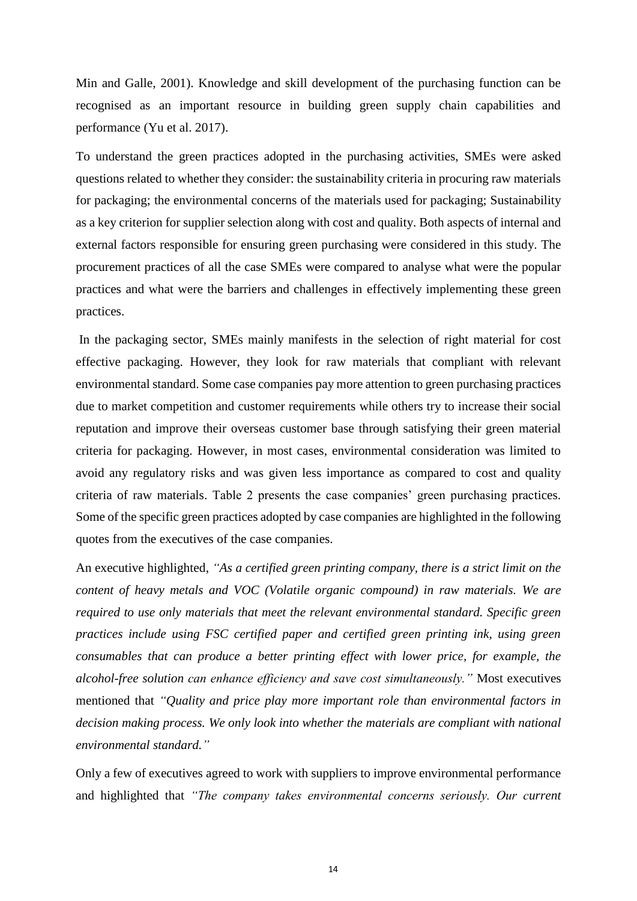Min and Galle, 2001). Knowledge and skill development of the purchasing function can be recognised as an important resource in building green supply chain capabilities and performance (Yu et al. 2017).

To understand the green practices adopted in the purchasing activities, SMEs were asked questions related to whether they consider: the sustainability criteria in procuring raw materials for packaging; the environmental concerns of the materials used for packaging; Sustainability as a key criterion for supplier selection along with cost and quality. Both aspects of internal and external factors responsible for ensuring green purchasing were considered in this study. The procurement practices of all the case SMEs were compared to analyse what were the popular practices and what were the barriers and challenges in effectively implementing these green practices.

In the packaging sector, SMEs mainly manifests in the selection of right material for cost effective packaging. However, they look for raw materials that compliant with relevant environmental standard. Some case companies pay more attention to green purchasing practices due to market competition and customer requirements while others try to increase their social reputation and improve their overseas customer base through satisfying their green material criteria for packaging. However, in most cases, environmental consideration was limited to avoid any regulatory risks and was given less importance as compared to cost and quality criteria of raw materials. Table 2 presents the case companies' green purchasing practices. Some of the specific green practices adopted by case companies are highlighted in the following quotes from the executives of the case companies.

An executive highlighted, *"As a certified green printing company, there is a strict limit on the content of heavy metals and VOC (Volatile organic compound) in raw materials. We are required to use only materials that meet the relevant environmental standard. Specific green practices include using FSC certified paper and certified green printing ink, using green consumables that can produce a better printing effect with lower price, for example, the alcohol-free solution can enhance efficiency and save cost simultaneously."* Most executives mentioned that *"Quality and price play more important role than environmental factors in decision making process. We only look into whether the materials are compliant with national environmental standard."*

Only a few of executives agreed to work with suppliers to improve environmental performance and highlighted that *"The company takes environmental concerns seriously. Our current*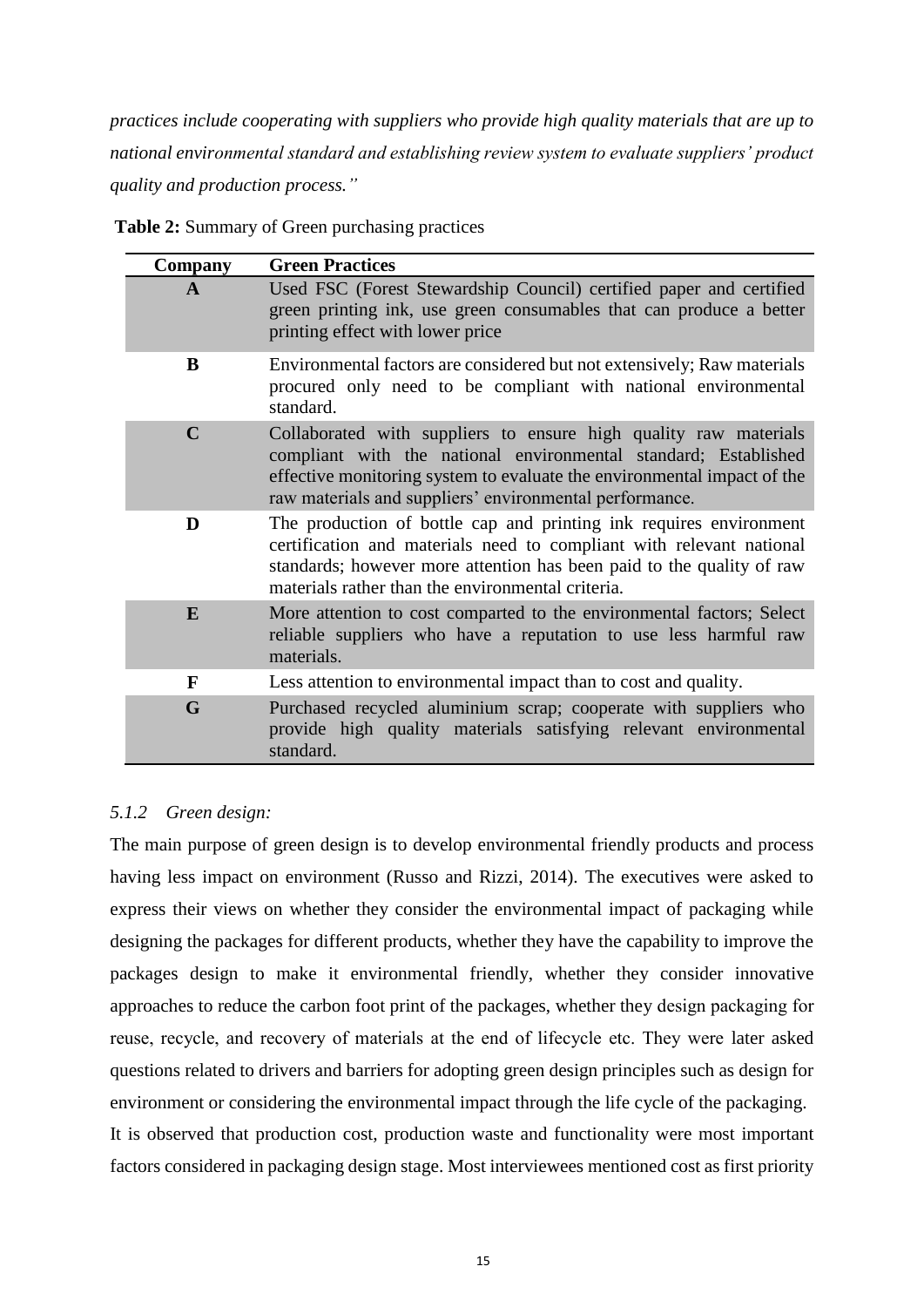*practices include cooperating with suppliers who provide high quality materials that are up to national environmental standard and establishing review system to evaluate suppliers' product quality and production process."*

**Table 2:** Summary of Green purchasing practices

| Company | Green Practices |
|---|---|
| **A** | Used FSC (Forest Stewardship Council) certified paper and certified green printing ink, use green consumables that can produce a better printing effect with lower price |
| **B** | Environmental factors are considered but not extensively; Raw materials procured only need to be compliant with national environmental standard. |
| **C** | Collaborated with suppliers to ensure high quality raw materials compliant with the national environmental standard; Established effective monitoring system to evaluate the environmental impact of the raw materials and suppliers' environmental performance. |
| **D** | The production of bottle cap and printing ink requires environment certification and materials need to compliant with relevant national standards; however more attention has been paid to the quality of raw materials rather than the environmental criteria. |
| **E** | More attention to cost comparted to the environmental factors; Select reliable suppliers who have a reputation to use less harmful raw materials. |
| **F** | Less attention to environmental impact than to cost and quality. |
| **G** | Purchased recycled aluminium scrap; cooperate with suppliers who provide high quality materials satisfying relevant environmental standard. |

### *5.1.2 Green design:*

The main purpose of green design is to develop environmental friendly products and process having less impact on environment (Russo and Rizzi, 2014). The executives were asked to express their views on whether they consider the environmental impact of packaging while designing the packages for different products, whether they have the capability to improve the packages design to make it environmental friendly, whether they consider innovative approaches to reduce the carbon foot print of the packages, whether they design packaging for reuse, recycle, and recovery of materials at the end of lifecycle etc. They were later asked questions related to drivers and barriers for adopting green design principles such as design for environment or considering the environmental impact through the life cycle of the packaging.

It is observed that production cost, production waste and functionality were most important factors considered in packaging design stage. Most interviewees mentioned cost as first priority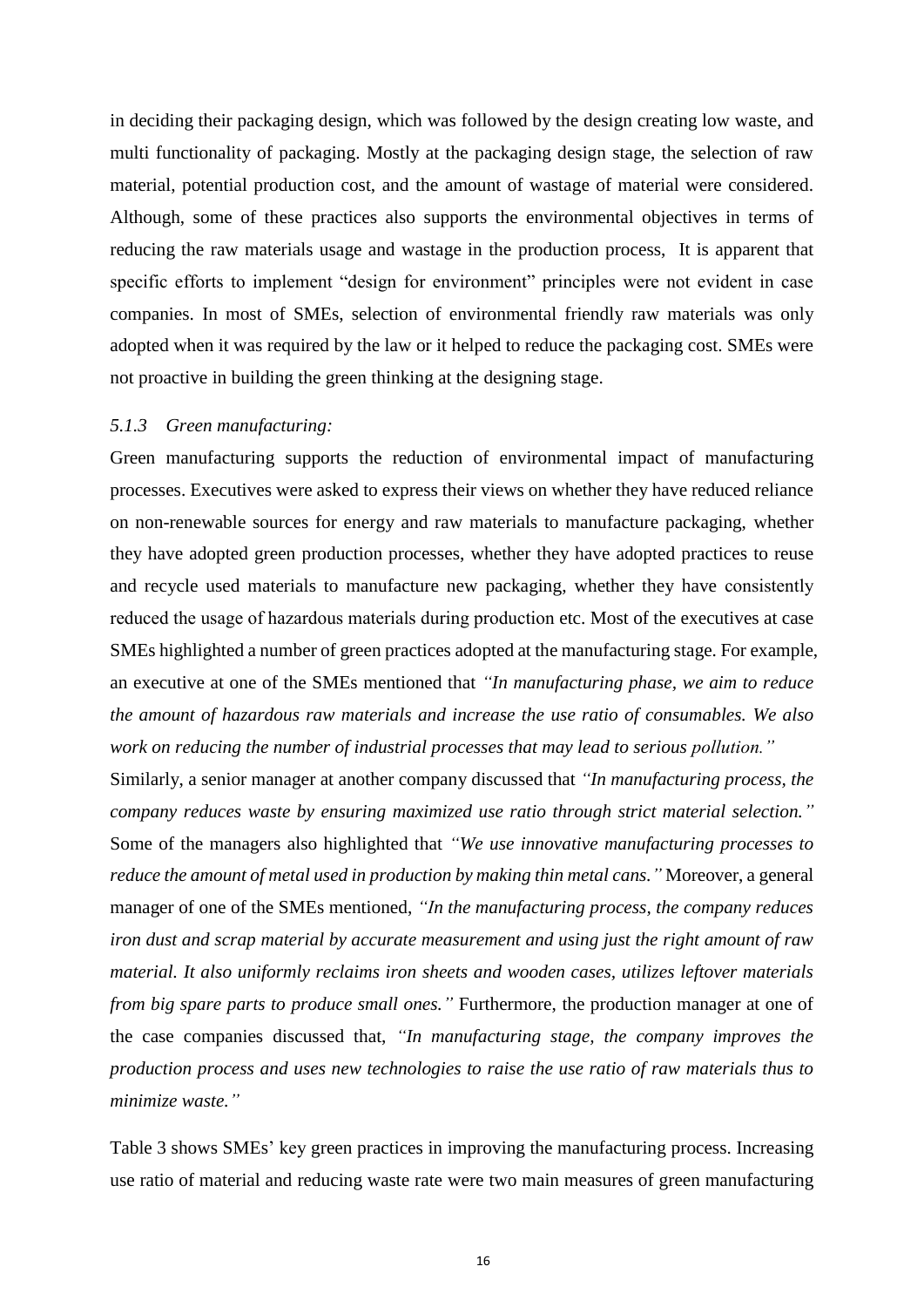in deciding their packaging design, which was followed by the design creating low waste, and multi functionality of packaging. Mostly at the packaging design stage, the selection of raw material, potential production cost, and the amount of wastage of material were considered. Although, some of these practices also supports the environmental objectives in terms of reducing the raw materials usage and wastage in the production process, It is apparent that specific efforts to implement "design for environment" principles were not evident in case companies. In most of SMEs, selection of environmental friendly raw materials was only adopted when it was required by the law or it helped to reduce the packaging cost. SMEs were not proactive in building the green thinking at the designing stage.

#### *5.1.3 Green manufacturing:*

Green manufacturing supports the reduction of environmental impact of manufacturing processes. Executives were asked to express their views on whether they have reduced reliance on non-renewable sources for energy and raw materials to manufacture packaging, whether they have adopted green production processes, whether they have adopted practices to reuse and recycle used materials to manufacture new packaging, whether they have consistently reduced the usage of hazardous materials during production etc. Most of the executives at case SMEs highlighted a number of green practices adopted at the manufacturing stage. For example, an executive at one of the SMEs mentioned that *"In manufacturing phase, we aim to reduce the amount of hazardous raw materials and increase the use ratio of consumables. We also work on reducing the number of industrial processes that may lead to serious pollution."* Similarly, a senior manager at another company discussed that *"In manufacturing process, the company reduces waste by ensuring maximized use ratio through strict material selection."* Some of the managers also highlighted that *"We use innovative manufacturing processes to reduce the amount of metal used in production by making thin metal cans."* Moreover, a general manager of one of the SMEs mentioned, *"In the manufacturing process, the company reduces iron dust and scrap material by accurate measurement and using just the right amount of raw material. It also uniformly reclaims iron sheets and wooden cases, utilizes leftover materials from big spare parts to produce small ones."* Furthermore, the production manager at one of the case companies discussed that, *"In manufacturing stage, the company improves the production process and uses new technologies to raise the use ratio of raw materials thus to minimize waste."*

Table 3 shows SMEs' key green practices in improving the manufacturing process. Increasing use ratio of material and reducing waste rate were two main measures of green manufacturing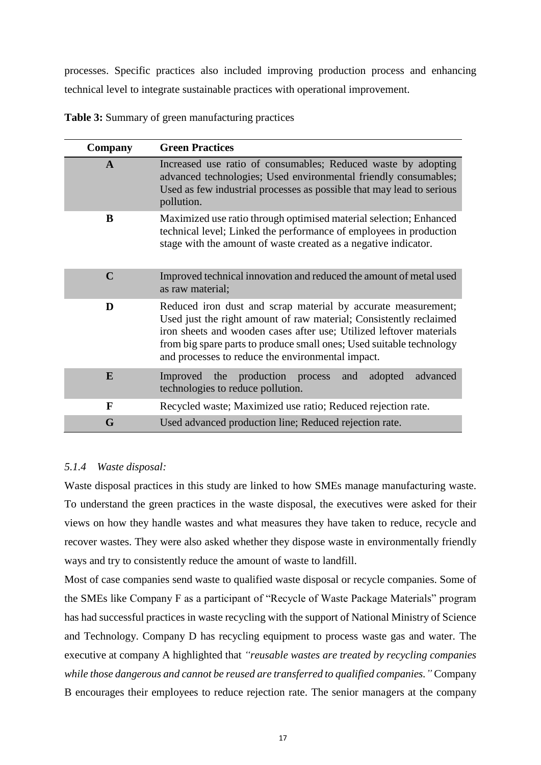processes. Specific practices also included improving production process and enhancing technical level to integrate sustainable practices with operational improvement.

**Table 3:** Summary of green manufacturing practices

| Company | Green Practices |
|---|---|
| **A** | Increased use ratio of consumables; Reduced waste by adopting advanced technologies; Used environmental friendly consumables; Used as few industrial processes as possible that may lead to serious pollution. |
| **B** | Maximized use ratio through optimised material selection; Enhanced technical level; Linked the performance of employees in production stage with the amount of waste created as a negative indicator. |
| **C** | Improved technical innovation and reduced the amount of metal used as raw material; |
| **D** | Reduced iron dust and scrap material by accurate measurement; Used just the right amount of raw material; Consistently reclaimed iron sheets and wooden cases after use; Utilized leftover materials from big spare parts to produce small ones; Used suitable technology and processes to reduce the environmental impact. |
| **E** | Improved the production process and adopted advanced technologies to reduce pollution. |
| **F** | Recycled waste; Maximized use ratio; Reduced rejection rate. |
| **G** | Used advanced production line; Reduced rejection rate. |

#### *5.1.4 Waste disposal:*

Waste disposal practices in this study are linked to how SMEs manage manufacturing waste. To understand the green practices in the waste disposal, the executives were asked for their views on how they handle wastes and what measures they have taken to reduce, recycle and recover wastes. They were also asked whether they dispose waste in environmentally friendly ways and try to consistently reduce the amount of waste to landfill.

Most of case companies send waste to qualified waste disposal or recycle companies. Some of the SMEs like Company F as a participant of "Recycle of Waste Package Materials" program has had successful practices in waste recycling with the support of National Ministry of Science and Technology. Company D has recycling equipment to process waste gas and water. The executive at company A highlighted that *"reusable wastes are treated by recycling companies while those dangerous and cannot be reused are transferred to qualified companies."* Company B encourages their employees to reduce rejection rate. The senior managers at the company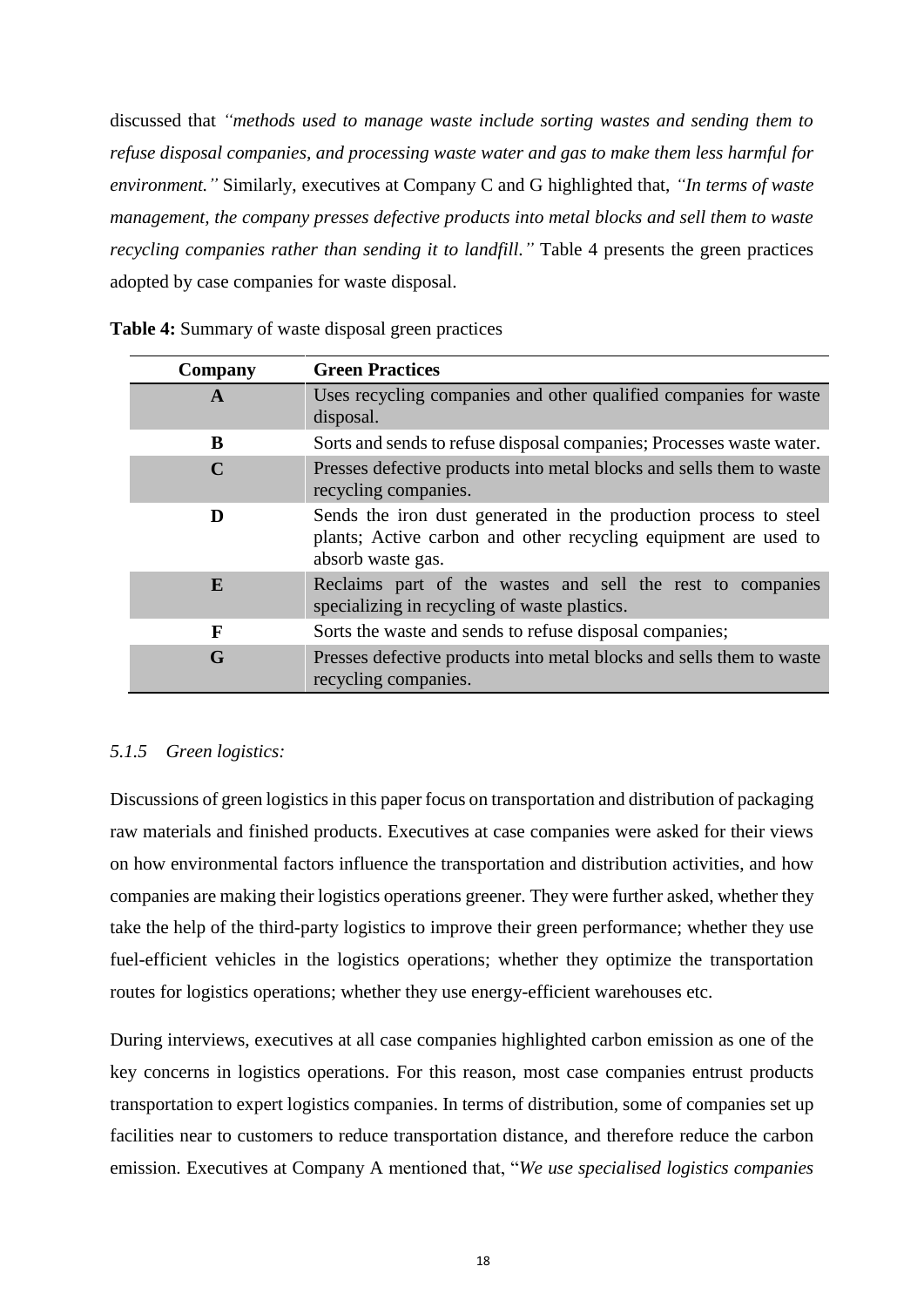discussed that *"methods used to manage waste include sorting wastes and sending them to refuse disposal companies, and processing waste water and gas to make them less harmful for environment."* Similarly, executives at Company C and G highlighted that, *"In terms of waste management, the company presses defective products into metal blocks and sell them to waste recycling companies rather than sending it to landfill."* Table 4 presents the green practices adopted by case companies for waste disposal.

**Table 4:** Summary of waste disposal green practices

| Company | Green Practices |
|---|---|
| **A** | Uses recycling companies and other qualified companies for waste disposal. |
| **B** | Sorts and sends to refuse disposal companies; Processes waste water. |
| **C** | Presses defective products into metal blocks and sells them to waste recycling companies. |
| **D** | Sends the iron dust generated in the production process to steel plants; Active carbon and other recycling equipment are used to absorb waste gas. |
| **E** | Reclaims part of the wastes and sell the rest to companies specializing in recycling of waste plastics. |
| **F** | Sorts the waste and sends to refuse disposal companies; |
| **G** | Presses defective products into metal blocks and sells them to waste recycling companies. |

### *5.1.5 Green logistics:*

Discussions of green logistics in this paper focus on transportation and distribution of packaging raw materials and finished products. Executives at case companies were asked for their views on how environmental factors influence the transportation and distribution activities, and how companies are making their logistics operations greener. They were further asked, whether they take the help of the third-party logistics to improve their green performance; whether they use fuel-efficient vehicles in the logistics operations; whether they optimize the transportation routes for logistics operations; whether they use energy-efficient warehouses etc.

During interviews, executives at all case companies highlighted carbon emission as one of the key concerns in logistics operations. For this reason, most case companies entrust products transportation to expert logistics companies. In terms of distribution, some of companies set up facilities near to customers to reduce transportation distance, and therefore reduce the carbon emission. Executives at Company A mentioned that, "*We use specialised logistics companies*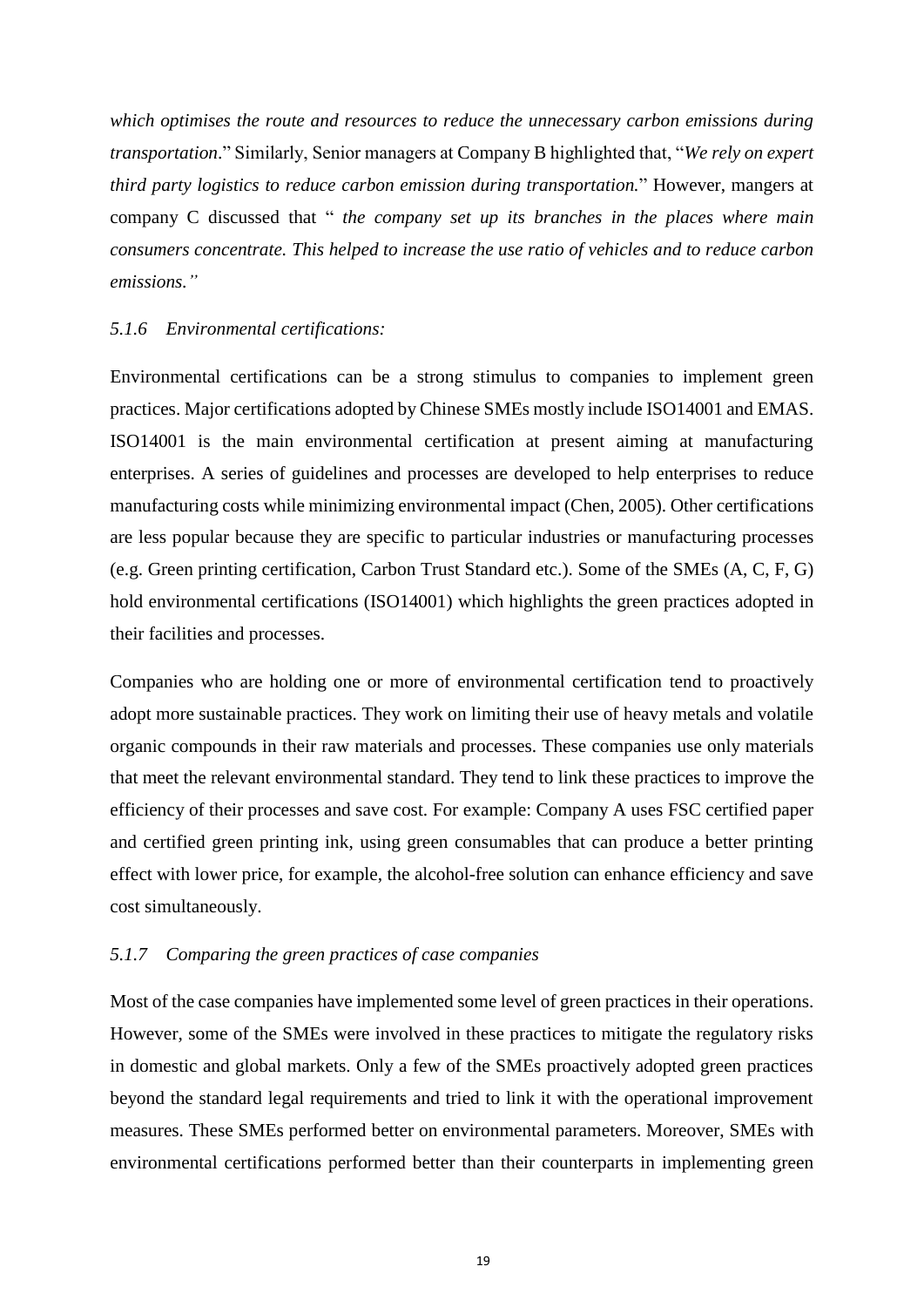*which optimises the route and resources to reduce the unnecessary carbon emissions during transportation*." Similarly, Senior managers at Company B highlighted that, "*We rely on expert third party logistics to reduce carbon emission during transportation.*" However, mangers at company C discussed that " *the company set up its branches in the places where main consumers concentrate. This helped to increase the use ratio of vehicles and to reduce carbon emissions."*

### *5.1.6 Environmental certifications:*

Environmental certifications can be a strong stimulus to companies to implement green practices. Major certifications adopted by Chinese SMEs mostly include ISO14001 and EMAS. ISO14001 is the main environmental certification at present aiming at manufacturing enterprises. A series of guidelines and processes are developed to help enterprises to reduce manufacturing costs while minimizing environmental impact (Chen, 2005). Other certifications are less popular because they are specific to particular industries or manufacturing processes (e.g. Green printing certification, Carbon Trust Standard etc.). Some of the SMEs (A, C, F, G) hold environmental certifications (ISO14001) which highlights the green practices adopted in their facilities and processes.

Companies who are holding one or more of environmental certification tend to proactively adopt more sustainable practices. They work on limiting their use of heavy metals and volatile organic compounds in their raw materials and processes. These companies use only materials that meet the relevant environmental standard. They tend to link these practices to improve the efficiency of their processes and save cost. For example: Company A uses FSC certified paper and certified green printing ink, using green consumables that can produce a better printing effect with lower price, for example, the alcohol-free solution can enhance efficiency and save cost simultaneously.

### *5.1.7 Comparing the green practices of case companies*

Most of the case companies have implemented some level of green practices in their operations. However, some of the SMEs were involved in these practices to mitigate the regulatory risks in domestic and global markets. Only a few of the SMEs proactively adopted green practices beyond the standard legal requirements and tried to link it with the operational improvement measures. These SMEs performed better on environmental parameters. Moreover, SMEs with environmental certifications performed better than their counterparts in implementing green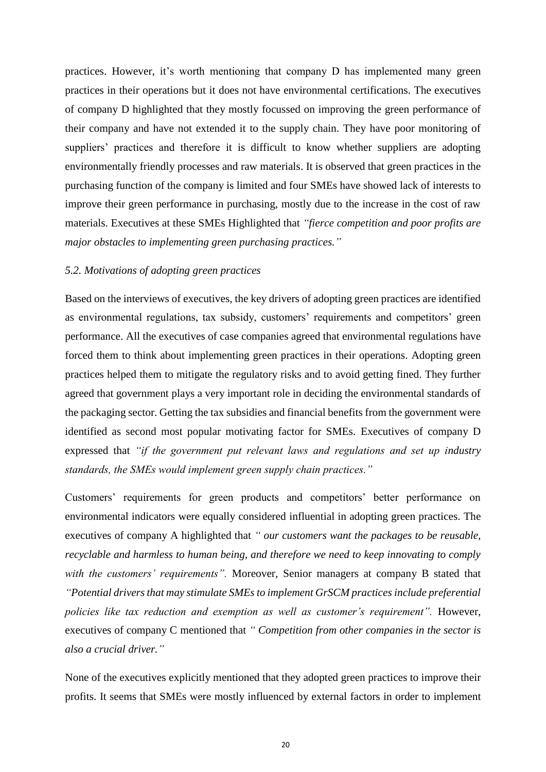practices. However, it's worth mentioning that company D has implemented many green practices in their operations but it does not have environmental certifications. The executives of company D highlighted that they mostly focussed on improving the green performance of their company and have not extended it to the supply chain. They have poor monitoring of suppliers' practices and therefore it is difficult to know whether suppliers are adopting environmentally friendly processes and raw materials. It is observed that green practices in the purchasing function of the company is limited and four SMEs have showed lack of interests to improve their green performance in purchasing, mostly due to the increase in the cost of raw materials. Executives at these SMEs Highlighted that *"fierce competition and poor profits are major obstacles to implementing green purchasing practices."*

### *5.2. Motivations of adopting green practices*

Based on the interviews of executives, the key drivers of adopting green practices are identified as environmental regulations, tax subsidy, customers' requirements and competitors' green performance. All the executives of case companies agreed that environmental regulations have forced them to think about implementing green practices in their operations. Adopting green practices helped them to mitigate the regulatory risks and to avoid getting fined. They further agreed that government plays a very important role in deciding the environmental standards of the packaging sector. Getting the tax subsidies and financial benefits from the government were identified as second most popular motivating factor for SMEs. Executives of company D expressed that *"if the government put relevant laws and regulations and set up industry standards, the SMEs would implement green supply chain practices."*

Customers' requirements for green products and competitors' better performance on environmental indicators were equally considered influential in adopting green practices. The executives of company A highlighted that *" our customers want the packages to be reusable, recyclable and harmless to human being, and therefore we need to keep innovating to comply with the customers' requirements".* Moreover, Senior managers at company B stated that *"Potential drivers that may stimulate SMEs to implement GrSCM practices include preferential policies like tax reduction and exemption as well as customer's requirement".* However, executives of company C mentioned that *" Competition from other companies in the sector is also a crucial driver."*

None of the executives explicitly mentioned that they adopted green practices to improve their profits. It seems that SMEs were mostly influenced by external factors in order to implement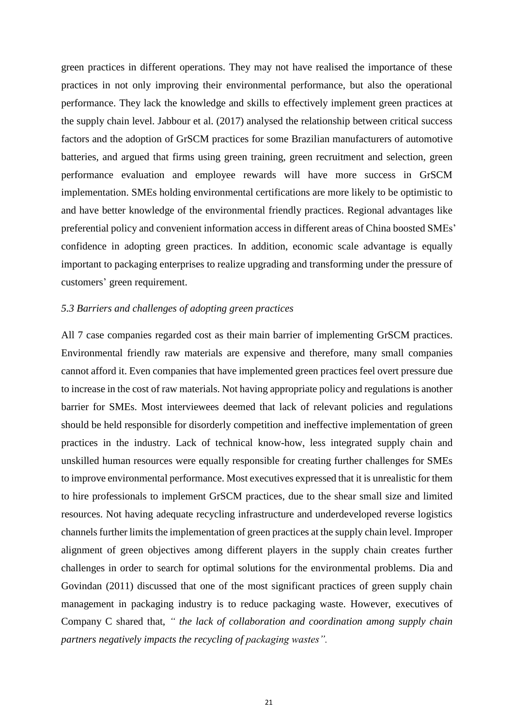green practices in different operations. They may not have realised the importance of these practices in not only improving their environmental performance, but also the operational performance. They lack the knowledge and skills to effectively implement green practices at the supply chain level. Jabbour et al. (2017) analysed the relationship between critical success factors and the adoption of GrSCM practices for some Brazilian manufacturers of automotive batteries, and argued that firms using green training, green recruitment and selection, green performance evaluation and employee rewards will have more success in GrSCM implementation. SMEs holding environmental certifications are more likely to be optimistic to and have better knowledge of the environmental friendly practices. Regional advantages like preferential policy and convenient information access in different areas of China boosted SMEs' confidence in adopting green practices. In addition, economic scale advantage is equally important to packaging enterprises to realize upgrading and transforming under the pressure of customers' green requirement.

### *5.3 Barriers and challenges of adopting green practices*

All 7 case companies regarded cost as their main barrier of implementing GrSCM practices. Environmental friendly raw materials are expensive and therefore, many small companies cannot afford it. Even companies that have implemented green practices feel overt pressure due to increase in the cost of raw materials. Not having appropriate policy and regulations is another barrier for SMEs. Most interviewees deemed that lack of relevant policies and regulations should be held responsible for disorderly competition and ineffective implementation of green practices in the industry. Lack of technical know-how, less integrated supply chain and unskilled human resources were equally responsible for creating further challenges for SMEs to improve environmental performance. Most executives expressed that it is unrealistic for them to hire professionals to implement GrSCM practices, due to the shear small size and limited resources. Not having adequate recycling infrastructure and underdeveloped reverse logistics channels further limits the implementation of green practices at the supply chain level. Improper alignment of green objectives among different players in the supply chain creates further challenges in order to search for optimal solutions for the environmental problems. Dia and Govindan (2011) discussed that one of the most significant practices of green supply chain management in packaging industry is to reduce packaging waste. However, executives of Company C shared that, *" the lack of collaboration and coordination among supply chain partners negatively impacts the recycling of packaging wastes".*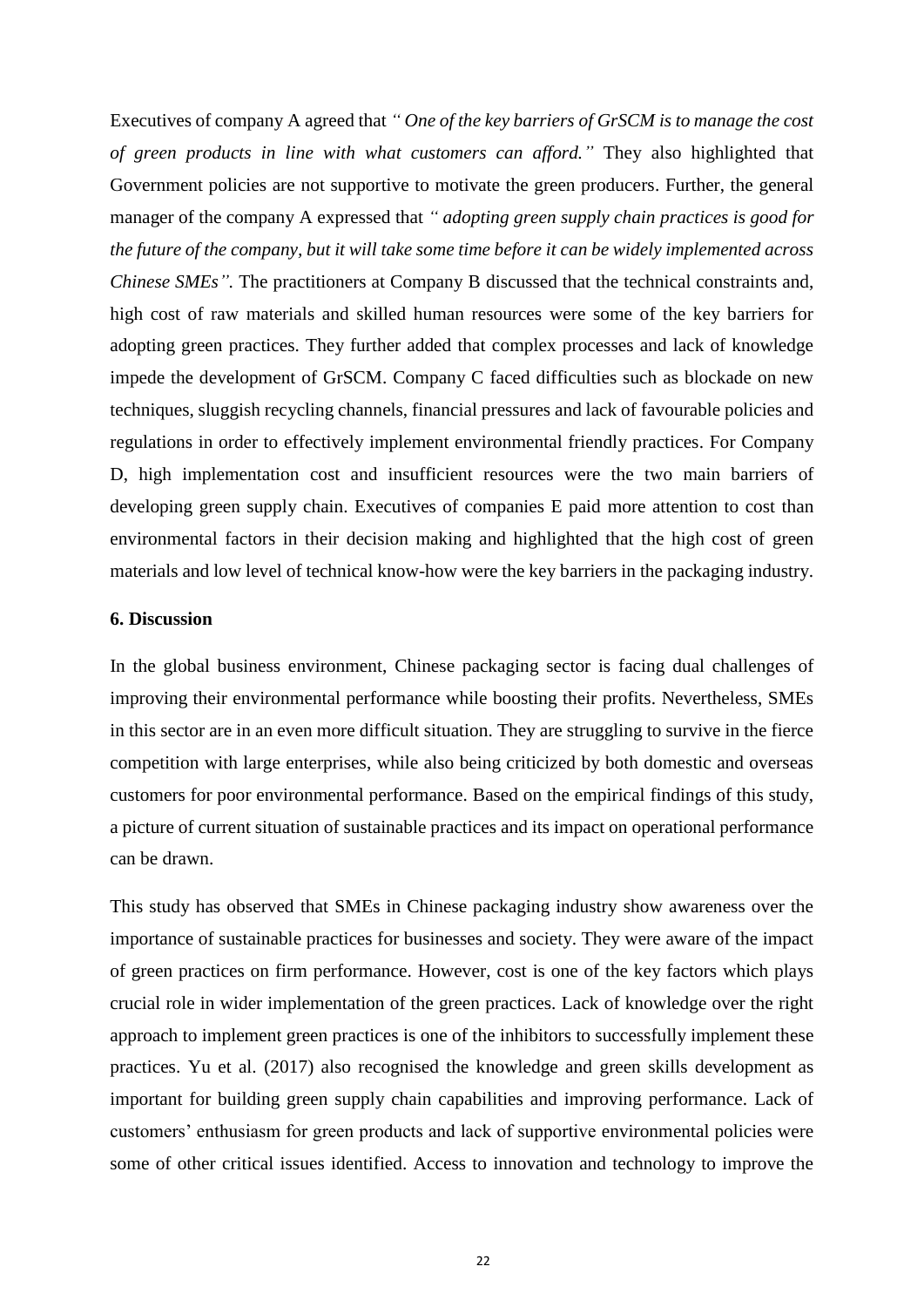Executives of company A agreed that *" One of the key barriers of GrSCM is to manage the cost of green products in line with what customers can afford."* They also highlighted that Government policies are not supportive to motivate the green producers. Further, the general manager of the company A expressed that *" adopting green supply chain practices is good for the future of the company, but it will take some time before it can be widely implemented across Chinese SMEs".* The practitioners at Company B discussed that the technical constraints and, high cost of raw materials and skilled human resources were some of the key barriers for adopting green practices. They further added that complex processes and lack of knowledge impede the development of GrSCM. Company C faced difficulties such as blockade on new techniques, sluggish recycling channels, financial pressures and lack of favourable policies and regulations in order to effectively implement environmental friendly practices. For Company D, high implementation cost and insufficient resources were the two main barriers of developing green supply chain. Executives of companies E paid more attention to cost than environmental factors in their decision making and highlighted that the high cost of green materials and low level of technical know-how were the key barriers in the packaging industry.

**6. Discussion**

In the global business environment, Chinese packaging sector is facing dual challenges of improving their environmental performance while boosting their profits. Nevertheless, SMEs in this sector are in an even more difficult situation. They are struggling to survive in the fierce competition with large enterprises, while also being criticized by both domestic and overseas customers for poor environmental performance. Based on the empirical findings of this study, a picture of current situation of sustainable practices and its impact on operational performance can be drawn.

This study has observed that SMEs in Chinese packaging industry show awareness over the importance of sustainable practices for businesses and society. They were aware of the impact of green practices on firm performance. However, cost is one of the key factors which plays crucial role in wider implementation of the green practices. Lack of knowledge over the right approach to implement green practices is one of the inhibitors to successfully implement these practices. Yu et al. (2017) also recognised the knowledge and green skills development as important for building green supply chain capabilities and improving performance. Lack of customers' enthusiasm for green products and lack of supportive environmental policies were some of other critical issues identified. Access to innovation and technology to improve the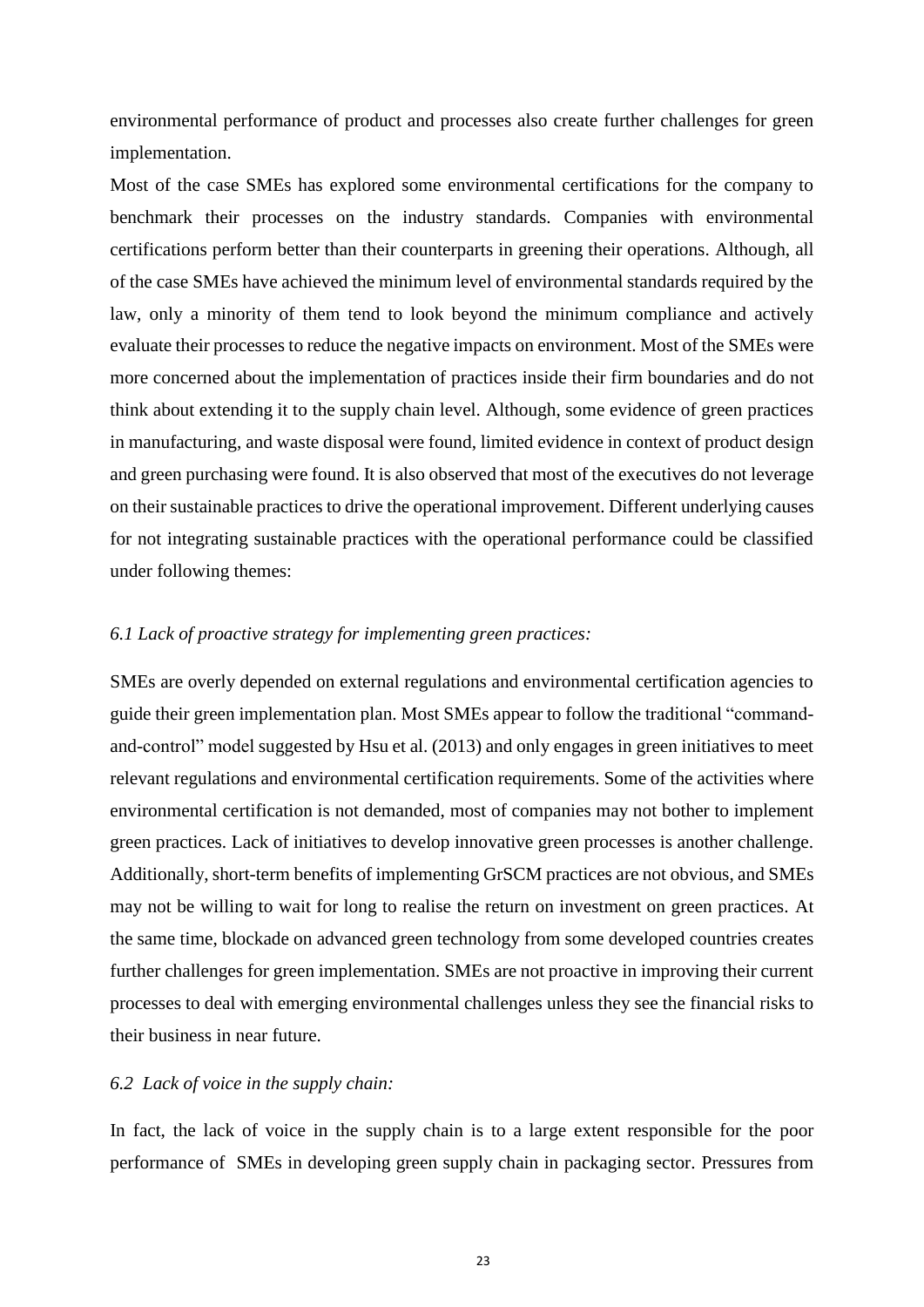environmental performance of product and processes also create further challenges for green implementation.

Most of the case SMEs has explored some environmental certifications for the company to benchmark their processes on the industry standards. Companies with environmental certifications perform better than their counterparts in greening their operations. Although, all of the case SMEs have achieved the minimum level of environmental standards required by the law, only a minority of them tend to look beyond the minimum compliance and actively evaluate their processes to reduce the negative impacts on environment. Most of the SMEs were more concerned about the implementation of practices inside their firm boundaries and do not think about extending it to the supply chain level. Although, some evidence of green practices in manufacturing, and waste disposal were found, limited evidence in context of product design and green purchasing were found. It is also observed that most of the executives do not leverage on their sustainable practices to drive the operational improvement. Different underlying causes for not integrating sustainable practices with the operational performance could be classified under following themes:

### *6.1 Lack of proactive strategy for implementing green practices:*

SMEs are overly depended on external regulations and environmental certification agencies to guide their green implementation plan. Most SMEs appear to follow the traditional "command-and-control" model suggested by Hsu et al. (2013) and only engages in green initiatives to meet relevant regulations and environmental certification requirements. Some of the activities where environmental certification is not demanded, most of companies may not bother to implement green practices. Lack of initiatives to develop innovative green processes is another challenge. Additionally, short-term benefits of implementing GrSCM practices are not obvious, and SMEs may not be willing to wait for long to realise the return on investment on green practices. At the same time, blockade on advanced green technology from some developed countries creates further challenges for green implementation. SMEs are not proactive in improving their current processes to deal with emerging environmental challenges unless they see the financial risks to their business in near future.

### *6.2 Lack of voice in the supply chain:*

In fact, the lack of voice in the supply chain is to a large extent responsible for the poor performance of SMEs in developing green supply chain in packaging sector. Pressures from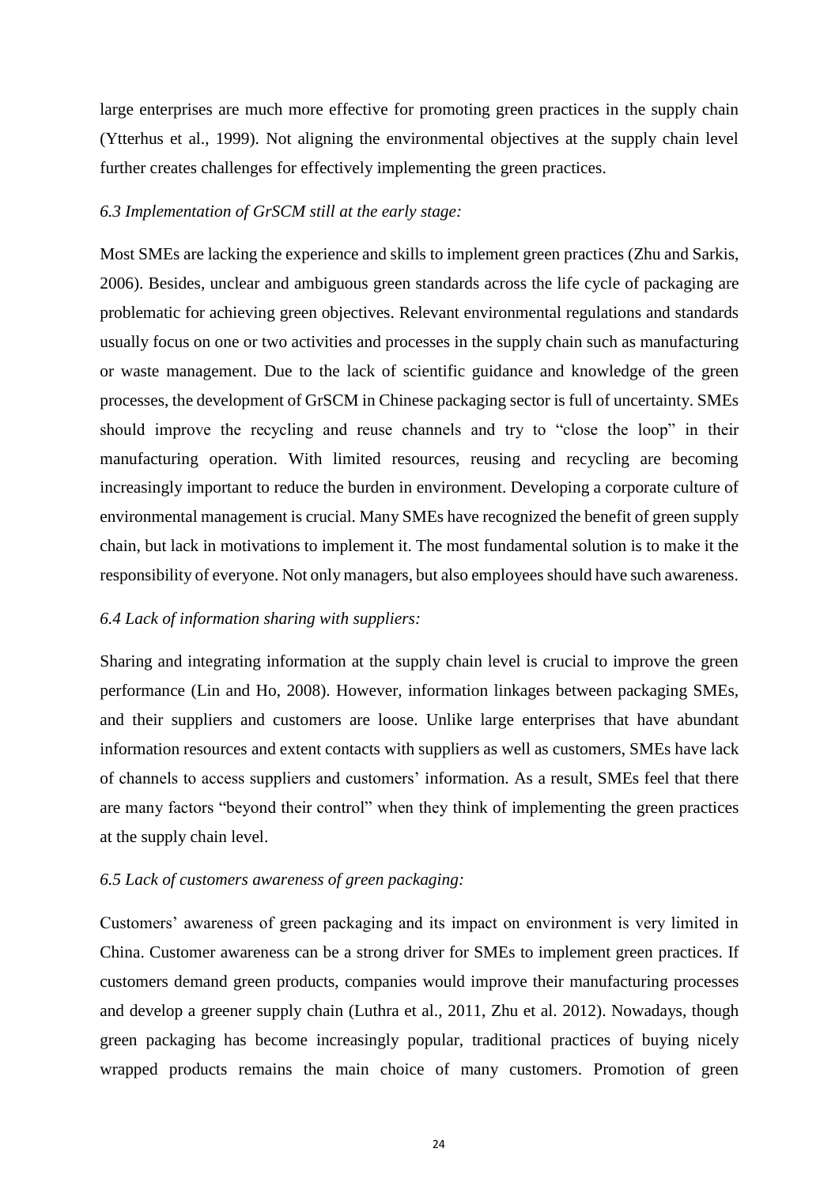large enterprises are much more effective for promoting green practices in the supply chain (Ytterhus et al., 1999). Not aligning the environmental objectives at the supply chain level further creates challenges for effectively implementing the green practices.

### *6.3 Implementation of GrSCM still at the early stage:*

Most SMEs are lacking the experience and skills to implement green practices (Zhu and Sarkis, 2006). Besides, unclear and ambiguous green standards across the life cycle of packaging are problematic for achieving green objectives. Relevant environmental regulations and standards usually focus on one or two activities and processes in the supply chain such as manufacturing or waste management. Due to the lack of scientific guidance and knowledge of the green processes, the development of GrSCM in Chinese packaging sector is full of uncertainty. SMEs should improve the recycling and reuse channels and try to "close the loop" in their manufacturing operation. With limited resources, reusing and recycling are becoming increasingly important to reduce the burden in environment. Developing a corporate culture of environmental management is crucial. Many SMEs have recognized the benefit of green supply chain, but lack in motivations to implement it. The most fundamental solution is to make it the responsibility of everyone. Not only managers, but also employees should have such awareness.

### *6.4 Lack of information sharing with suppliers:*

Sharing and integrating information at the supply chain level is crucial to improve the green performance (Lin and Ho, 2008). However, information linkages between packaging SMEs, and their suppliers and customers are loose. Unlike large enterprises that have abundant information resources and extent contacts with suppliers as well as customers, SMEs have lack of channels to access suppliers and customers' information. As a result, SMEs feel that there are many factors "beyond their control" when they think of implementing the green practices at the supply chain level.

### *6.5 Lack of customers awareness of green packaging:*

Customers' awareness of green packaging and its impact on environment is very limited in China. Customer awareness can be a strong driver for SMEs to implement green practices. If customers demand green products, companies would improve their manufacturing processes and develop a greener supply chain (Luthra et al., 2011, Zhu et al. 2012). Nowadays, though green packaging has become increasingly popular, traditional practices of buying nicely wrapped products remains the main choice of many customers. Promotion of green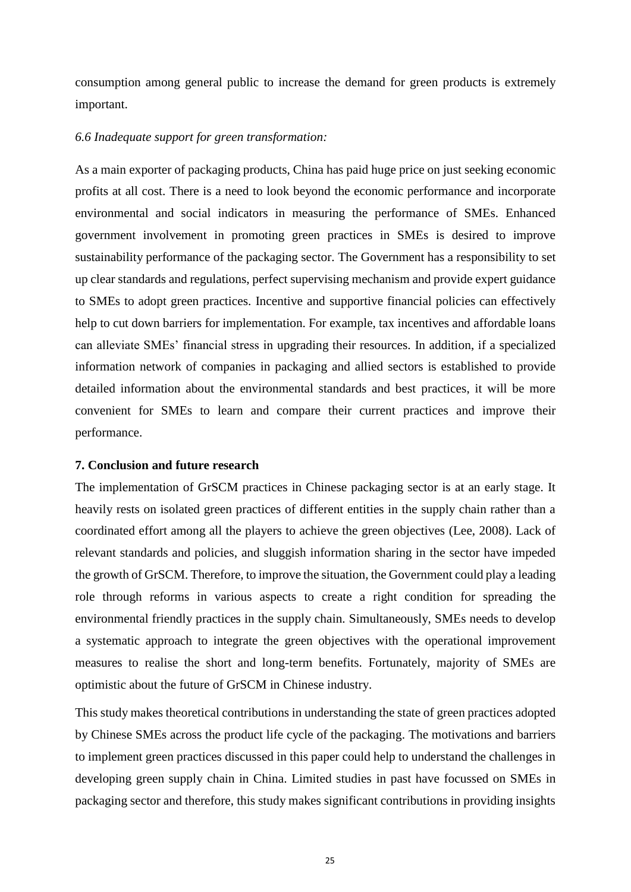consumption among general public to increase the demand for green products is extremely important.

*6.6 Inadequate support for green transformation:*

As a main exporter of packaging products, China has paid huge price on just seeking economic profits at all cost. There is a need to look beyond the economic performance and incorporate environmental and social indicators in measuring the performance of SMEs. Enhanced government involvement in promoting green practices in SMEs is desired to improve sustainability performance of the packaging sector. The Government has a responsibility to set up clear standards and regulations, perfect supervising mechanism and provide expert guidance to SMEs to adopt green practices. Incentive and supportive financial policies can effectively help to cut down barriers for implementation. For example, tax incentives and affordable loans can alleviate SMEs' financial stress in upgrading their resources. In addition, if a specialized information network of companies in packaging and allied sectors is established to provide detailed information about the environmental standards and best practices, it will be more convenient for SMEs to learn and compare their current practices and improve their performance.

## 7. Conclusion and future research

The implementation of GrSCM practices in Chinese packaging sector is at an early stage. It heavily rests on isolated green practices of different entities in the supply chain rather than a coordinated effort among all the players to achieve the green objectives (Lee, 2008). Lack of relevant standards and policies, and sluggish information sharing in the sector have impeded the growth of GrSCM. Therefore, to improve the situation, the Government could play a leading role through reforms in various aspects to create a right condition for spreading the environmental friendly practices in the supply chain. Simultaneously, SMEs needs to develop a systematic approach to integrate the green objectives with the operational improvement measures to realise the short and long-term benefits. Fortunately, majority of SMEs are optimistic about the future of GrSCM in Chinese industry.

This study makes theoretical contributions in understanding the state of green practices adopted by Chinese SMEs across the product life cycle of the packaging. The motivations and barriers to implement green practices discussed in this paper could help to understand the challenges in developing green supply chain in China. Limited studies in past have focussed on SMEs in packaging sector and therefore, this study makes significant contributions in providing insights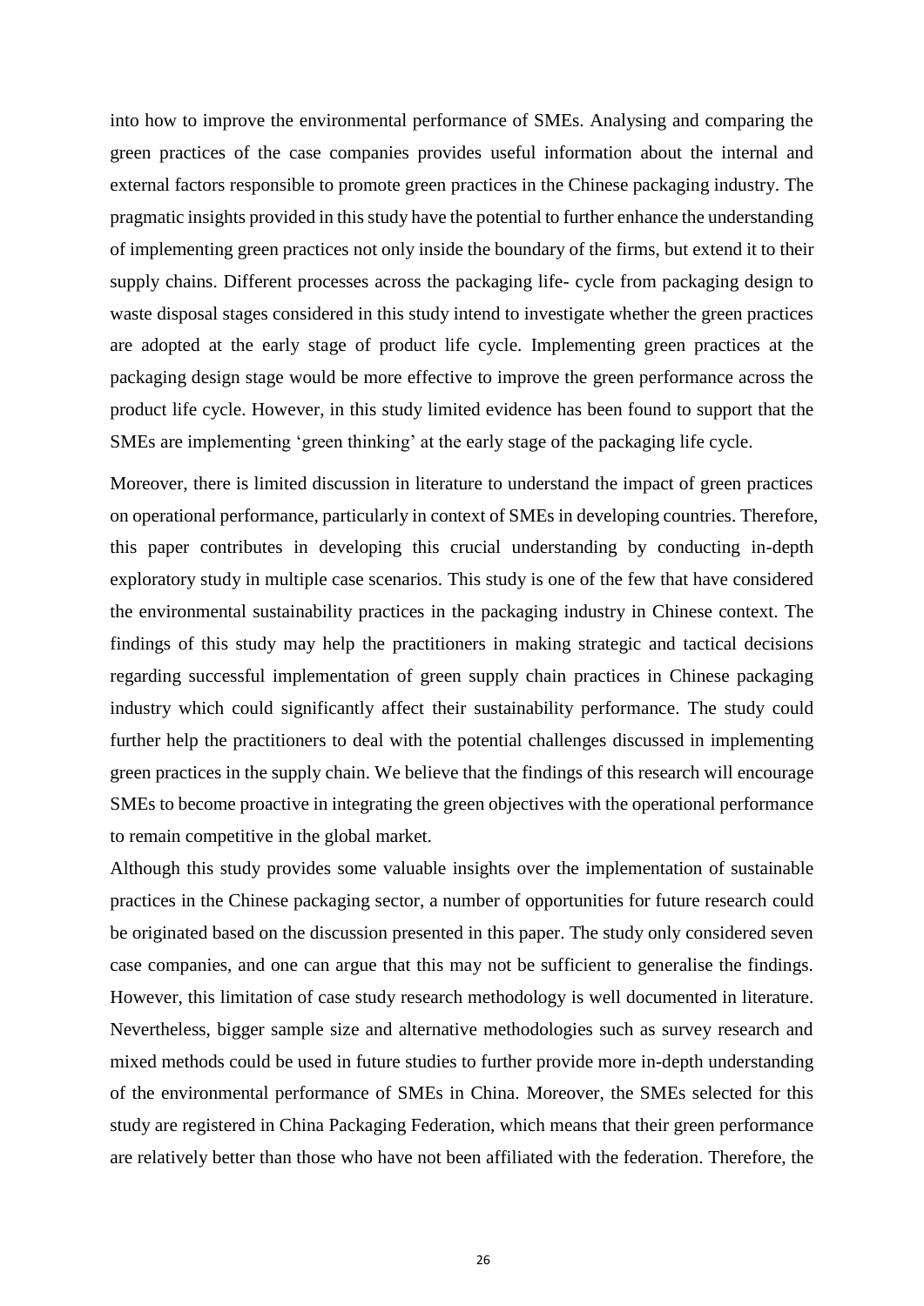into how to improve the environmental performance of SMEs. Analysing and comparing the green practices of the case companies provides useful information about the internal and external factors responsible to promote green practices in the Chinese packaging industry. The pragmatic insights provided in this study have the potential to further enhance the understanding of implementing green practices not only inside the boundary of the firms, but extend it to their supply chains. Different processes across the packaging life- cycle from packaging design to waste disposal stages considered in this study intend to investigate whether the green practices are adopted at the early stage of product life cycle. Implementing green practices at the packaging design stage would be more effective to improve the green performance across the product life cycle. However, in this study limited evidence has been found to support that the SMEs are implementing 'green thinking' at the early stage of the packaging life cycle.

Moreover, there is limited discussion in literature to understand the impact of green practices on operational performance, particularly in context of SMEs in developing countries. Therefore, this paper contributes in developing this crucial understanding by conducting in-depth exploratory study in multiple case scenarios. This study is one of the few that have considered the environmental sustainability practices in the packaging industry in Chinese context. The findings of this study may help the practitioners in making strategic and tactical decisions regarding successful implementation of green supply chain practices in Chinese packaging industry which could significantly affect their sustainability performance. The study could further help the practitioners to deal with the potential challenges discussed in implementing green practices in the supply chain. We believe that the findings of this research will encourage SMEs to become proactive in integrating the green objectives with the operational performance to remain competitive in the global market.

Although this study provides some valuable insights over the implementation of sustainable practices in the Chinese packaging sector, a number of opportunities for future research could be originated based on the discussion presented in this paper. The study only considered seven case companies, and one can argue that this may not be sufficient to generalise the findings. However, this limitation of case study research methodology is well documented in literature. Nevertheless, bigger sample size and alternative methodologies such as survey research and mixed methods could be used in future studies to further provide more in-depth understanding of the environmental performance of SMEs in China. Moreover, the SMEs selected for this study are registered in China Packaging Federation, which means that their green performance are relatively better than those who have not been affiliated with the federation. Therefore, the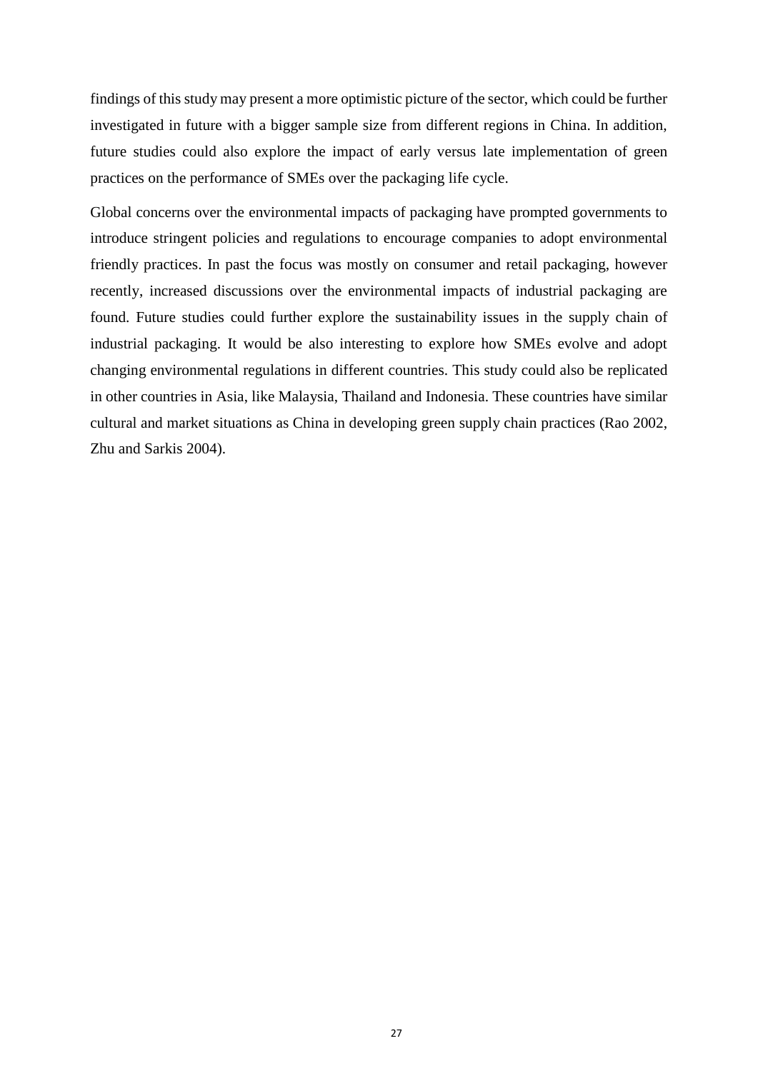findings of this study may present a more optimistic picture of the sector, which could be further investigated in future with a bigger sample size from different regions in China. In addition, future studies could also explore the impact of early versus late implementation of green practices on the performance of SMEs over the packaging life cycle.

Global concerns over the environmental impacts of packaging have prompted governments to introduce stringent policies and regulations to encourage companies to adopt environmental friendly practices. In past the focus was mostly on consumer and retail packaging, however recently, increased discussions over the environmental impacts of industrial packaging are found. Future studies could further explore the sustainability issues in the supply chain of industrial packaging. It would be also interesting to explore how SMEs evolve and adopt changing environmental regulations in different countries. This study could also be replicated in other countries in Asia, like Malaysia, Thailand and Indonesia. These countries have similar cultural and market situations as China in developing green supply chain practices (Rao 2002, Zhu and Sarkis 2004).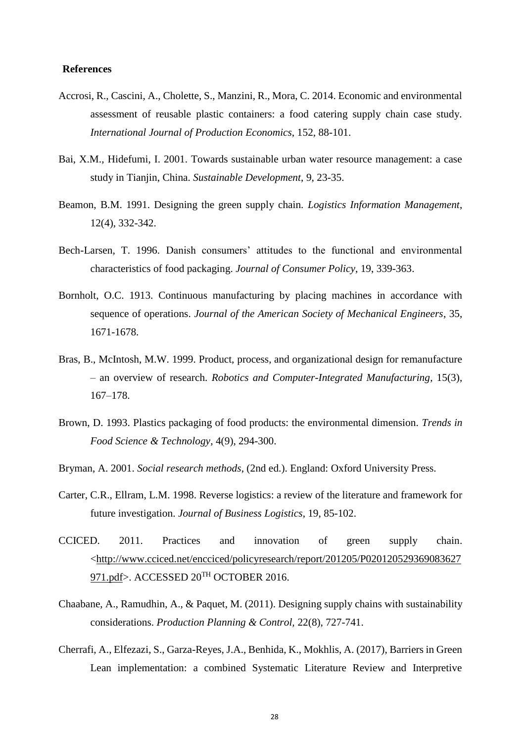**References**

Accrosi, R., Cascini, A., Cholette, S., Manzini, R., Mora, C. 2014. Economic and environmental assessment of reusable plastic containers: a food catering supply chain case study. *International Journal of Production Economics*, 152, 88-101.

Bai, X.M., Hidefumi, I. 2001. Towards sustainable urban water resource management: a case study in Tianjin, China. *Sustainable Development*, 9, 23-35.

Beamon, B.M. 1991. Designing the green supply chain. *Logistics Information Management*, 12(4), 332-342.

Bech-Larsen, T. 1996. Danish consumers' attitudes to the functional and environmental characteristics of food packaging. *Journal of Consumer Policy*, 19, 339-363.

Bornholt, O.C. 1913. Continuous manufacturing by placing machines in accordance with sequence of operations. *Journal of the American Society of Mechanical Engineers*, 35, 1671-1678.

Bras, B., McIntosh, M.W. 1999. Product, process, and organizational design for remanufacture – an overview of research. *Robotics and Computer-Integrated Manufacturing*, 15(3), 167–178.

Brown, D. 1993. Plastics packaging of food products: the environmental dimension. *Trends in Food Science & Technology*, 4(9), 294-300.

Bryman, A. 2001. *Social research methods*, (2nd ed.). England: Oxford University Press.

Carter, C.R., Ellram, L.M. 1998. Reverse logistics: a review of the literature and framework for future investigation. *Journal of Business Logistics*, 19, 85-102.

CCICED. 2011. Practices and innovation of green supply chain. <http://www.cciced.net/encciced/policyresearch/report/201205/P020120529369083627971.pdf>. ACCESSED 20TH OCTOBER 2016.

Chaabane, A., Ramudhin, A., & Paquet, M. (2011). Designing supply chains with sustainability considerations. *Production Planning & Control*, 22(8), 727-741.

Cherrafi, A., Elfezazi, S., Garza-Reyes, J.A., Benhida, K., Mokhlis, A. (2017), Barriers in Green Lean implementation: a combined Systematic Literature Review and Interpretive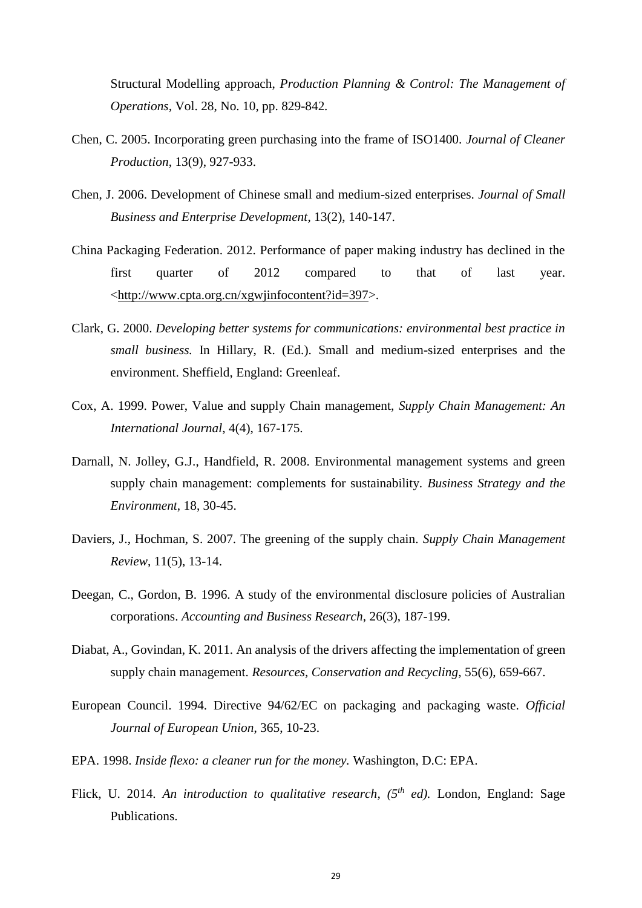Structural Modelling approach, *Production Planning & Control: The Management of Operations*, Vol. 28, No. 10, pp. 829-842.

Chen, C. 2005. Incorporating green purchasing into the frame of ISO1400. *Journal of Cleaner Production*, 13(9), 927-933.

Chen, J. 2006. Development of Chinese small and medium-sized enterprises. *Journal of Small Business and Enterprise Development*, 13(2), 140-147.

China Packaging Federation. 2012. Performance of paper making industry has declined in the first quarter of 2012 compared to that of last year. <http://www.cpta.org.cn/xgwjinfocontent?id=397>.

Clark, G. 2000. *Developing better systems for communications: environmental best practice in small business.* In Hillary, R. (Ed.). Small and medium-sized enterprises and the environment. Sheffield, England: Greenleaf.

Cox, A. 1999. Power, Value and supply Chain management, *Supply Chain Management: An International Journal*, 4(4), 167-175.

Darnall, N. Jolley, G.J., Handfield, R. 2008. Environmental management systems and green supply chain management: complements for sustainability. *Business Strategy and the Environment*, 18, 30-45.

Daviers, J., Hochman, S. 2007. The greening of the supply chain. *Supply Chain Management Review*, 11(5), 13-14.

Deegan, C., Gordon, B. 1996. A study of the environmental disclosure policies of Australian corporations. *Accounting and Business Research*, 26(3), 187-199.

Diabat, A., Govindan, K. 2011. An analysis of the drivers affecting the implementation of green supply chain management. *Resources, Conservation and Recycling*, 55(6), 659-667.

European Council. 1994. Directive 94/62/EC on packaging and packaging waste. *Official Journal of European Union*, 365, 10-23.

EPA. 1998. *Inside flexo: a cleaner run for the money.* Washington, D.C: EPA.

Flick, U. 2014. *An introduction to qualitative research, (5th ed).* London, England: Sage Publications.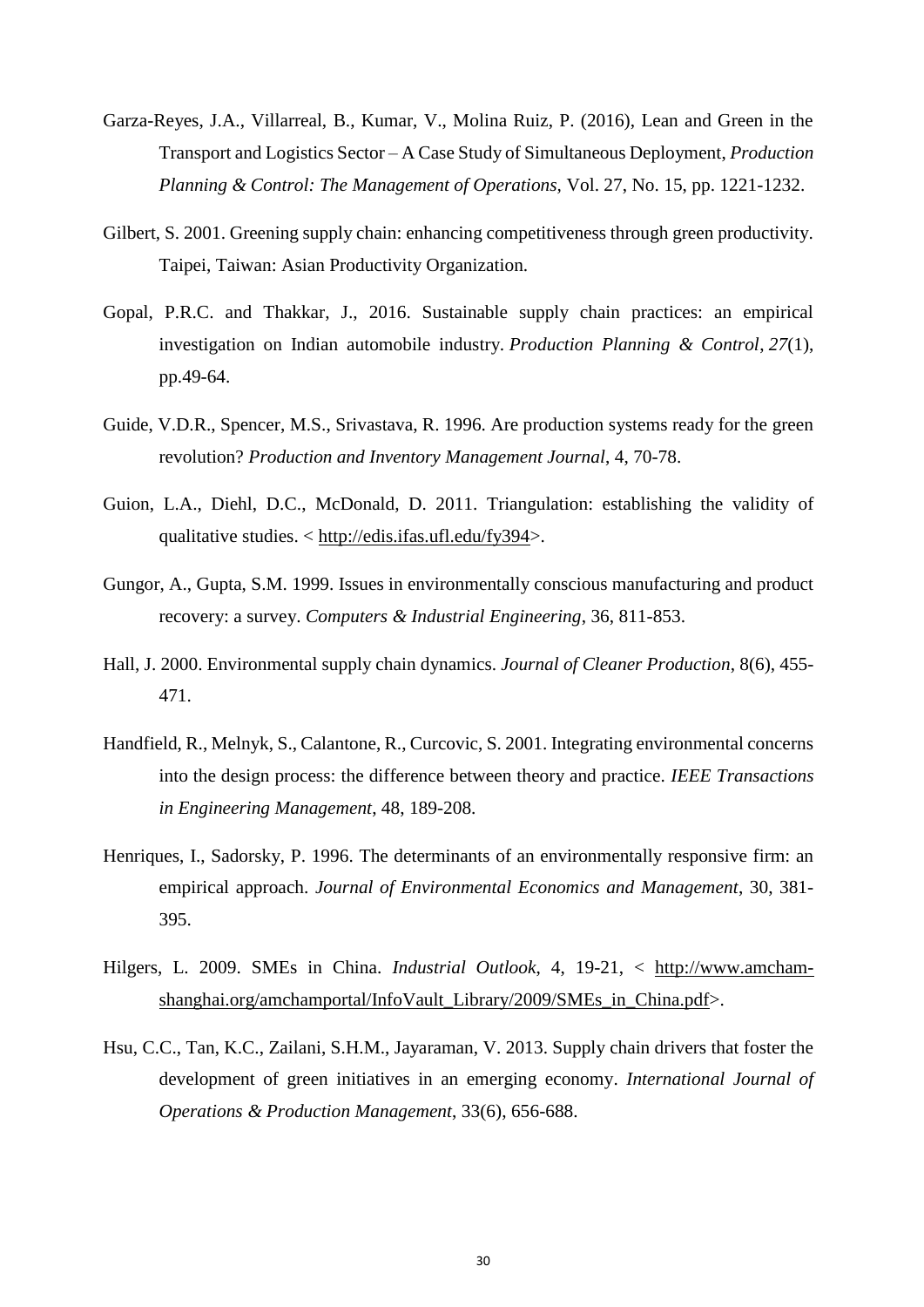Garza-Reyes, J.A., Villarreal, B., Kumar, V., Molina Ruiz, P. (2016), Lean and Green in the Transport and Logistics Sector – A Case Study of Simultaneous Deployment, *Production Planning & Control: The Management of Operations*, Vol. 27, No. 15, pp. 1221-1232.

Gilbert, S. 2001. Greening supply chain: enhancing competitiveness through green productivity. Taipei, Taiwan: Asian Productivity Organization.

Gopal, P.R.C. and Thakkar, J., 2016. Sustainable supply chain practices: an empirical investigation on Indian automobile industry. *Production Planning & Control*, *27*(1), pp.49-64.

Guide, V.D.R., Spencer, M.S., Srivastava, R. 1996. Are production systems ready for the green revolution? *Production and Inventory Management Journal*, 4, 70-78.

Guion, L.A., Diehl, D.C., McDonald, D. 2011. Triangulation: establishing the validity of qualitative studies. < http://edis.ifas.ufl.edu/fy394>.

Gungor, A., Gupta, S.M. 1999. Issues in environmentally conscious manufacturing and product recovery: a survey. *Computers & Industrial Engineering*, 36, 811-853.

Hall, J. 2000. Environmental supply chain dynamics. *Journal of Cleaner Production*, 8(6), 455-471.

Handfield, R., Melnyk, S., Calantone, R., Curcovic, S. 2001. Integrating environmental concerns into the design process: the difference between theory and practice. *IEEE Transactions in Engineering Management*, 48, 189-208.

Henriques, I., Sadorsky, P. 1996. The determinants of an environmentally responsive firm: an empirical approach. *Journal of Environmental Economics and Management*, 30, 381-395.

Hilgers, L. 2009. SMEs in China. *Industrial Outlook*, 4, 19-21, < http://www.amcham-shanghai.org/amchamportal/InfoVault_Library/2009/SMEs_in_China.pdf>.

Hsu, C.C., Tan, K.C., Zailani, S.H.M., Jayaraman, V. 2013. Supply chain drivers that foster the development of green initiatives in an emerging economy. *International Journal of Operations & Production Management*, 33(6), 656-688.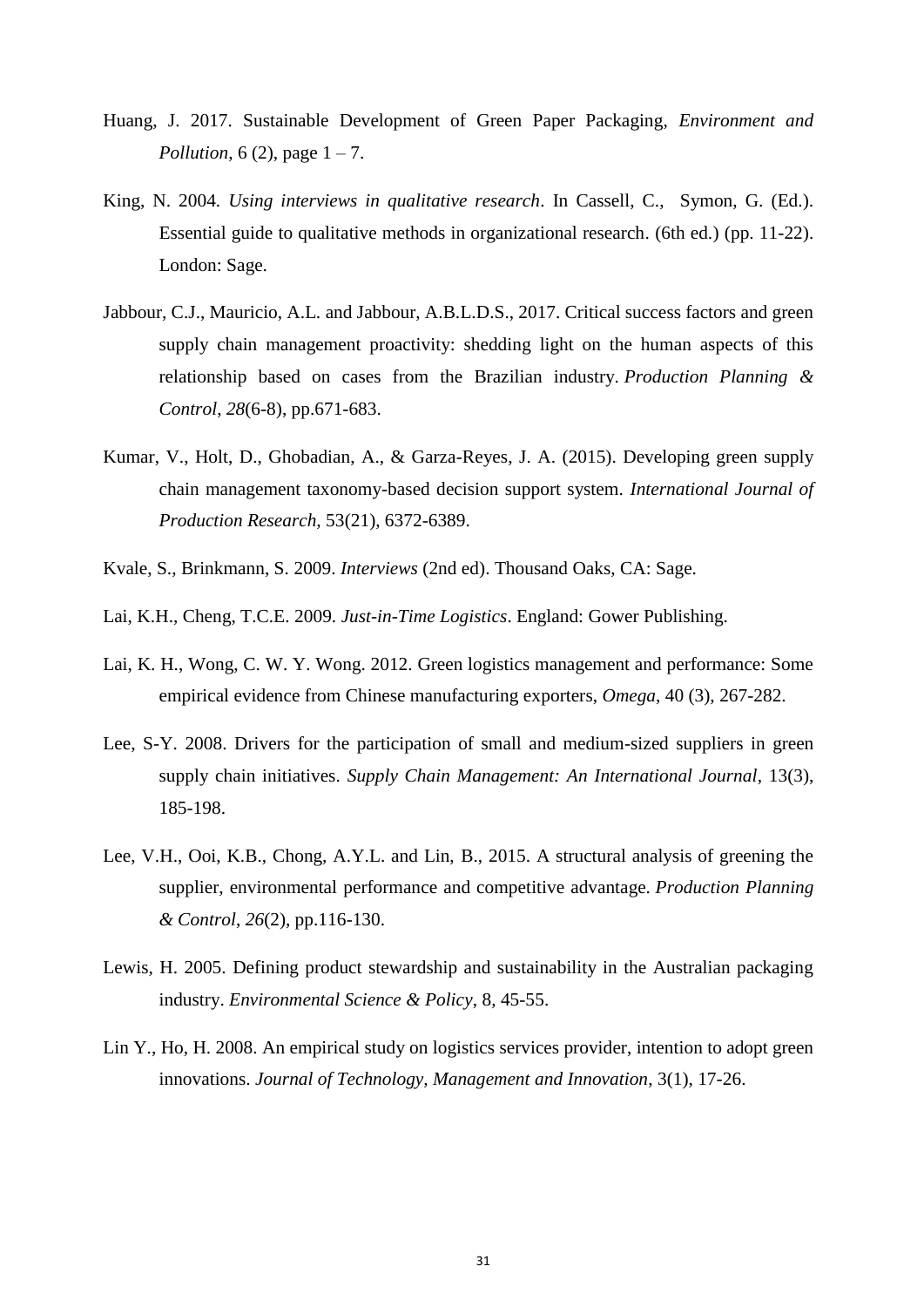Huang, J. 2017. Sustainable Development of Green Paper Packaging, *Environment and Pollution*, 6 (2), page 1 – 7.

King, N. 2004. *Using interviews in qualitative research*. In Cassell, C., Symon, G. (Ed.). Essential guide to qualitative methods in organizational research. (6th ed.) (pp. 11-22). London: Sage.

Jabbour, C.J., Mauricio, A.L. and Jabbour, A.B.L.D.S., 2017. Critical success factors and green supply chain management proactivity: shedding light on the human aspects of this relationship based on cases from the Brazilian industry. *Production Planning & Control*, *28*(6-8), pp.671-683.

Kumar, V., Holt, D., Ghobadian, A., & Garza-Reyes, J. A. (2015). Developing green supply chain management taxonomy-based decision support system. *International Journal of Production Research*, 53(21), 6372-6389.

Kvale, S., Brinkmann, S. 2009. *Interviews* (2nd ed). Thousand Oaks, CA: Sage.

Lai, K.H., Cheng, T.C.E. 2009. *Just-in-Time Logistics*. England: Gower Publishing.

Lai, K. H., Wong, C. W. Y. Wong. 2012. Green logistics management and performance: Some empirical evidence from Chinese manufacturing exporters, *Omega*, 40 (3), 267-282.

Lee, S-Y. 2008. Drivers for the participation of small and medium-sized suppliers in green supply chain initiatives. *Supply Chain Management: An International Journal*, 13(3), 185-198.

Lee, V.H., Ooi, K.B., Chong, A.Y.L. and Lin, B., 2015. A structural analysis of greening the supplier, environmental performance and competitive advantage. *Production Planning & Control*, *26*(2), pp.116-130.

Lewis, H. 2005. Defining product stewardship and sustainability in the Australian packaging industry. *Environmental Science & Policy*, 8, 45-55.

Lin Y., Ho, H. 2008. An empirical study on logistics services provider, intention to adopt green innovations. *Journal of Technology, Management and Innovation*, 3(1), 17-26.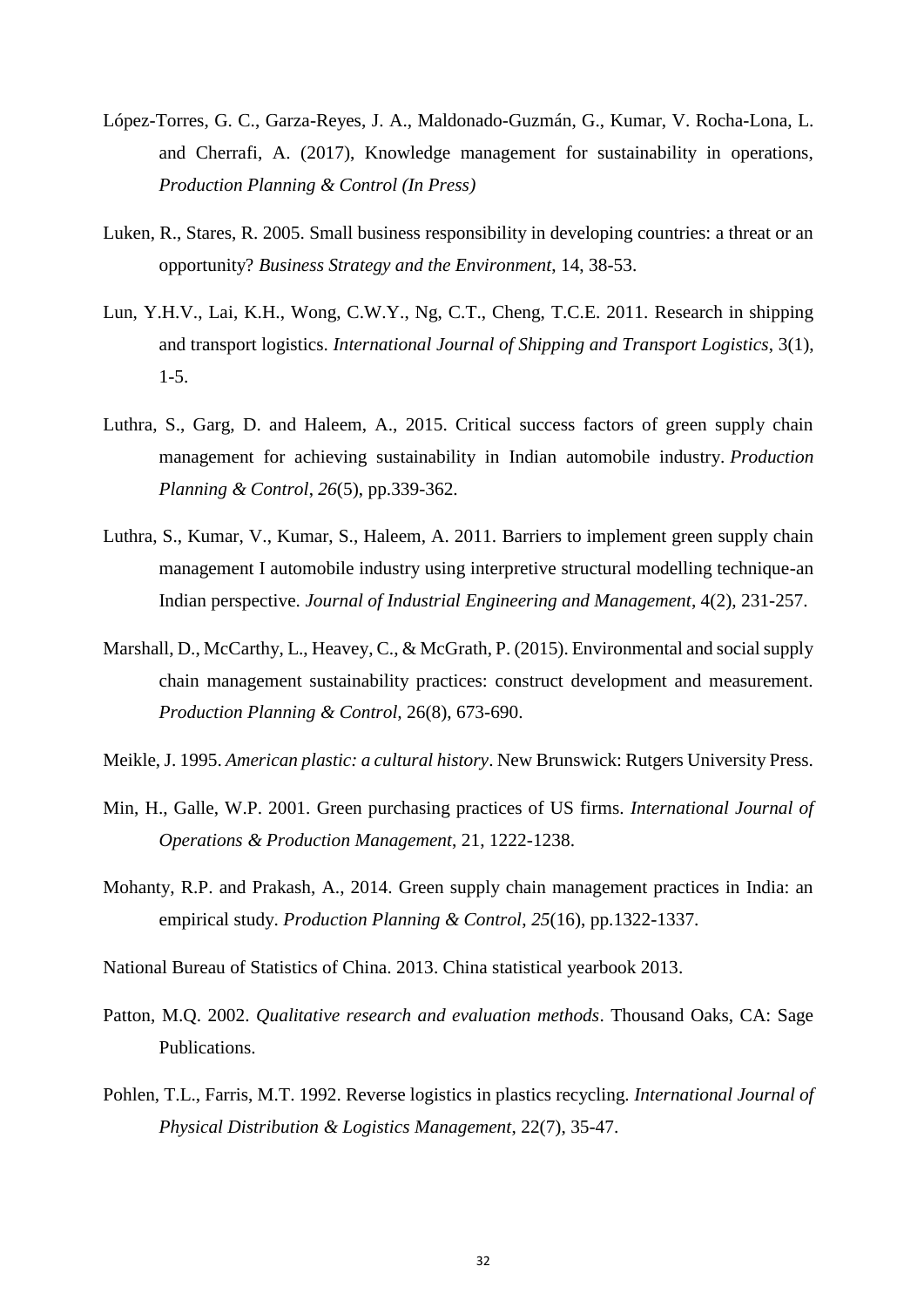López-Torres, G. C., Garza-Reyes, J. A., Maldonado-Guzmán, G., Kumar, V. Rocha-Lona, L. and Cherrafi, A. (2017), Knowledge management for sustainability in operations, *Production Planning & Control (In Press)*

Luken, R., Stares, R. 2005. Small business responsibility in developing countries: a threat or an opportunity? *Business Strategy and the Environment*, 14, 38-53.

Lun, Y.H.V., Lai, K.H., Wong, C.W.Y., Ng, C.T., Cheng, T.C.E. 2011. Research in shipping and transport logistics. *International Journal of Shipping and Transport Logistics*, 3(1), 1-5.

Luthra, S., Garg, D. and Haleem, A., 2015. Critical success factors of green supply chain management for achieving sustainability in Indian automobile industry. *Production Planning & Control*, *26*(5), pp.339-362.

Luthra, S., Kumar, V., Kumar, S., Haleem, A. 2011. Barriers to implement green supply chain management I automobile industry using interpretive structural modelling technique-an Indian perspective. *Journal of Industrial Engineering and Management*, 4(2), 231-257.

Marshall, D., McCarthy, L., Heavey, C., & McGrath, P. (2015). Environmental and social supply chain management sustainability practices: construct development and measurement. *Production Planning & Control*, 26(8), 673-690.

Meikle, J. 1995. *American plastic: a cultural history*. New Brunswick: Rutgers University Press.

Min, H., Galle, W.P. 2001. Green purchasing practices of US firms. *International Journal of Operations & Production Management*, 21, 1222-1238.

Mohanty, R.P. and Prakash, A., 2014. Green supply chain management practices in India: an empirical study. *Production Planning & Control*, *25*(16), pp.1322-1337.

National Bureau of Statistics of China. 2013. China statistical yearbook 2013.

Patton, M.Q. 2002. *Qualitative research and evaluation methods*. Thousand Oaks, CA: Sage Publications.

Pohlen, T.L., Farris, M.T. 1992. Reverse logistics in plastics recycling. *International Journal of Physical Distribution & Logistics Management*, 22(7), 35-47.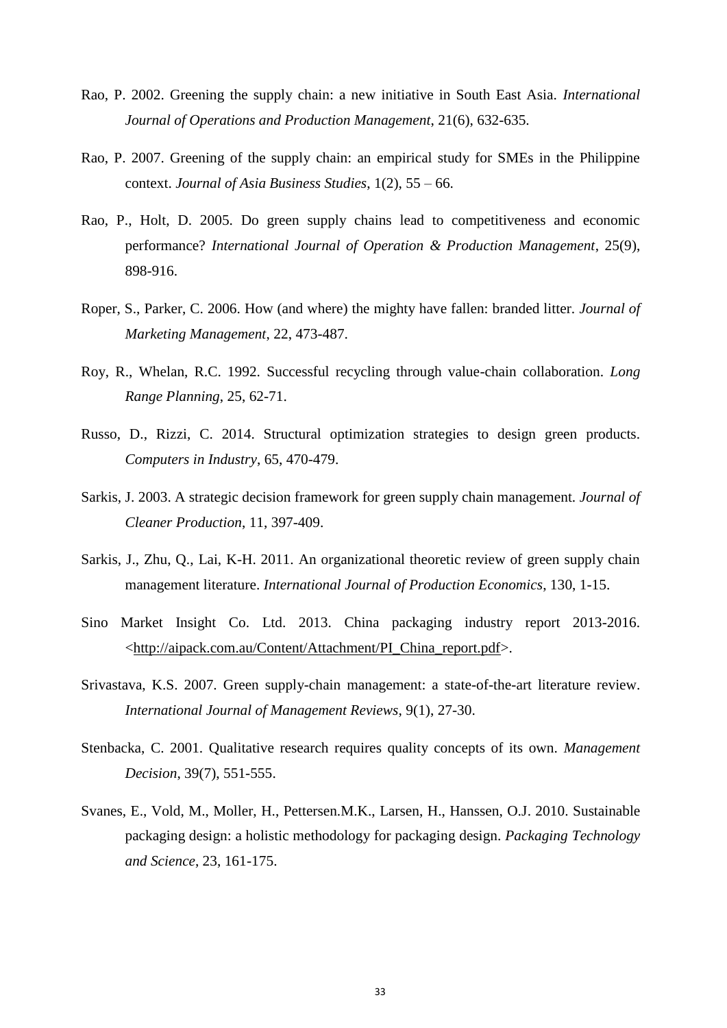Rao, P. 2002. Greening the supply chain: a new initiative in South East Asia. *International Journal of Operations and Production Management*, 21(6), 632-635.

Rao, P. 2007. Greening of the supply chain: an empirical study for SMEs in the Philippine context. *Journal of Asia Business Studies*, 1(2), 55 – 66.

Rao, P., Holt, D. 2005. Do green supply chains lead to competitiveness and economic performance? *International Journal of Operation & Production Management*, 25(9), 898-916.

Roper, S., Parker, C. 2006. How (and where) the mighty have fallen: branded litter. *Journal of Marketing Management*, 22, 473-487.

Roy, R., Whelan, R.C. 1992. Successful recycling through value-chain collaboration. *Long Range Planning*, 25, 62-71.

Russo, D., Rizzi, C. 2014. Structural optimization strategies to design green products. *Computers in Industry*, 65, 470-479.

Sarkis, J. 2003. A strategic decision framework for green supply chain management. *Journal of Cleaner Production*, 11, 397-409.

Sarkis, J., Zhu, Q., Lai, K-H. 2011. An organizational theoretic review of green supply chain management literature. *International Journal of Production Economics*, 130, 1-15.

Sino Market Insight Co. Ltd. 2013. China packaging industry report 2013-2016. <http://aipack.com.au/Content/Attachment/PI_China_report.pdf>.

Srivastava, K.S. 2007. Green supply-chain management: a state-of-the-art literature review. *International Journal of Management Reviews*, 9(1), 27-30.

Stenbacka, C. 2001. Qualitative research requires quality concepts of its own. *Management Decision*, 39(7), 551-555.

Svanes, E., Vold, M., Moller, H., Pettersen.M.K., Larsen, H., Hanssen, O.J. 2010. Sustainable packaging design: a holistic methodology for packaging design. *Packaging Technology and Science*, 23, 161-175.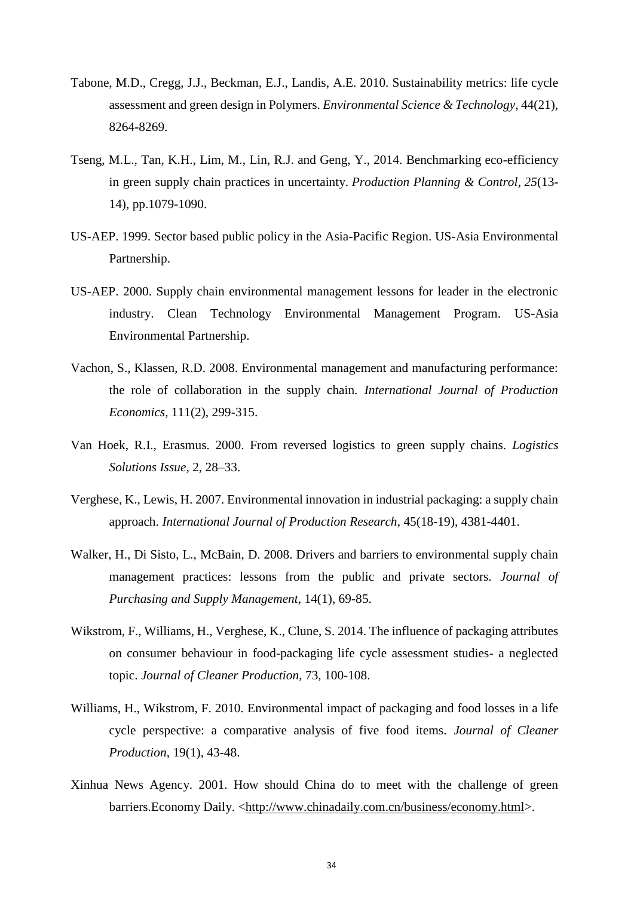Tabone, M.D., Cregg, J.J., Beckman, E.J., Landis, A.E. 2010. Sustainability metrics: life cycle assessment and green design in Polymers. *Environmental Science & Technology*, 44(21), 8264-8269.

Tseng, M.L., Tan, K.H., Lim, M., Lin, R.J. and Geng, Y., 2014. Benchmarking eco-efficiency in green supply chain practices in uncertainty. *Production Planning & Control*, *25*(13-14), pp.1079-1090.

US-AEP. 1999. Sector based public policy in the Asia-Pacific Region. US-Asia Environmental Partnership.

US-AEP. 2000. Supply chain environmental management lessons for leader in the electronic industry. Clean Technology Environmental Management Program. US-Asia Environmental Partnership.

Vachon, S., Klassen, R.D. 2008. Environmental management and manufacturing performance: the role of collaboration in the supply chain. *International Journal of Production Economics*, 111(2), 299-315.

Van Hoek, R.I., Erasmus. 2000. From reversed logistics to green supply chains. *Logistics Solutions Issue*, 2, 28–33.

Verghese, K., Lewis, H. 2007. Environmental innovation in industrial packaging: a supply chain approach. *International Journal of Production Research*, 45(18-19), 4381-4401.

Walker, H., Di Sisto, L., McBain, D. 2008. Drivers and barriers to environmental supply chain management practices: lessons from the public and private sectors. *Journal of Purchasing and Supply Management*, 14(1), 69-85.

Wikstrom, F., Williams, H., Verghese, K., Clune, S. 2014. The influence of packaging attributes on consumer behaviour in food-packaging life cycle assessment studies- a neglected topic. *Journal of Cleaner Production*, 73, 100-108.

Williams, H., Wikstrom, F. 2010. Environmental impact of packaging and food losses in a life cycle perspective: a comparative analysis of five food items. *Journal of Cleaner Production*, 19(1), 43-48.

Xinhua News Agency. 2001. How should China do to meet with the challenge of green barriers.Economy Daily. <http://www.chinadaily.com.cn/business/economy.html>.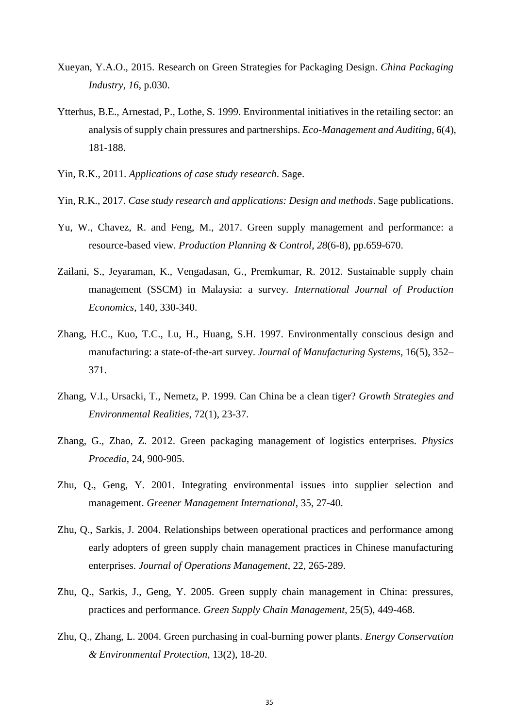Xueyan, Y.A.O., 2015. Research on Green Strategies for Packaging Design. *China Packaging Industry*, *16*, p.030.

Ytterhus, B.E., Arnestad, P., Lothe, S. 1999. Environmental initiatives in the retailing sector: an analysis of supply chain pressures and partnerships. *Eco-Management and Auditing*, 6(4), 181-188.

Yin, R.K., 2011. *Applications of case study research*. Sage.

Yin, R.K., 2017. *Case study research and applications: Design and methods*. Sage publications.

Yu, W., Chavez, R. and Feng, M., 2017. Green supply management and performance: a resource-based view. *Production Planning & Control*, *28*(6-8), pp.659-670.

Zailani, S., Jeyaraman, K., Vengadasan, G., Premkumar, R. 2012. Sustainable supply chain management (SSCM) in Malaysia: a survey. *International Journal of Production Economics*, 140, 330-340.

Zhang, H.C., Kuo, T.C., Lu, H., Huang, S.H. 1997. Environmentally conscious design and manufacturing: a state-of-the-art survey. *Journal of Manufacturing Systems*, 16(5), 352–371.

Zhang, V.I., Ursacki, T., Nemetz, P. 1999. Can China be a clean tiger? *Growth Strategies and Environmental Realities*, 72(1), 23-37.

Zhang, G., Zhao, Z. 2012. Green packaging management of logistics enterprises. *Physics Procedia*, 24, 900-905.

Zhu, Q., Geng, Y. 2001. Integrating environmental issues into supplier selection and management. *Greener Management International*, 35, 27-40.

Zhu, Q., Sarkis, J. 2004. Relationships between operational practices and performance among early adopters of green supply chain management practices in Chinese manufacturing enterprises. *Journal of Operations Management*, 22, 265-289.

Zhu, Q., Sarkis, J., Geng, Y. 2005. Green supply chain management in China: pressures, practices and performance. *Green Supply Chain Management*, 25(5), 449-468.

Zhu, Q., Zhang, L. 2004. Green purchasing in coal-burning power plants. *Energy Conservation & Environmental Protection*, 13(2), 18-20.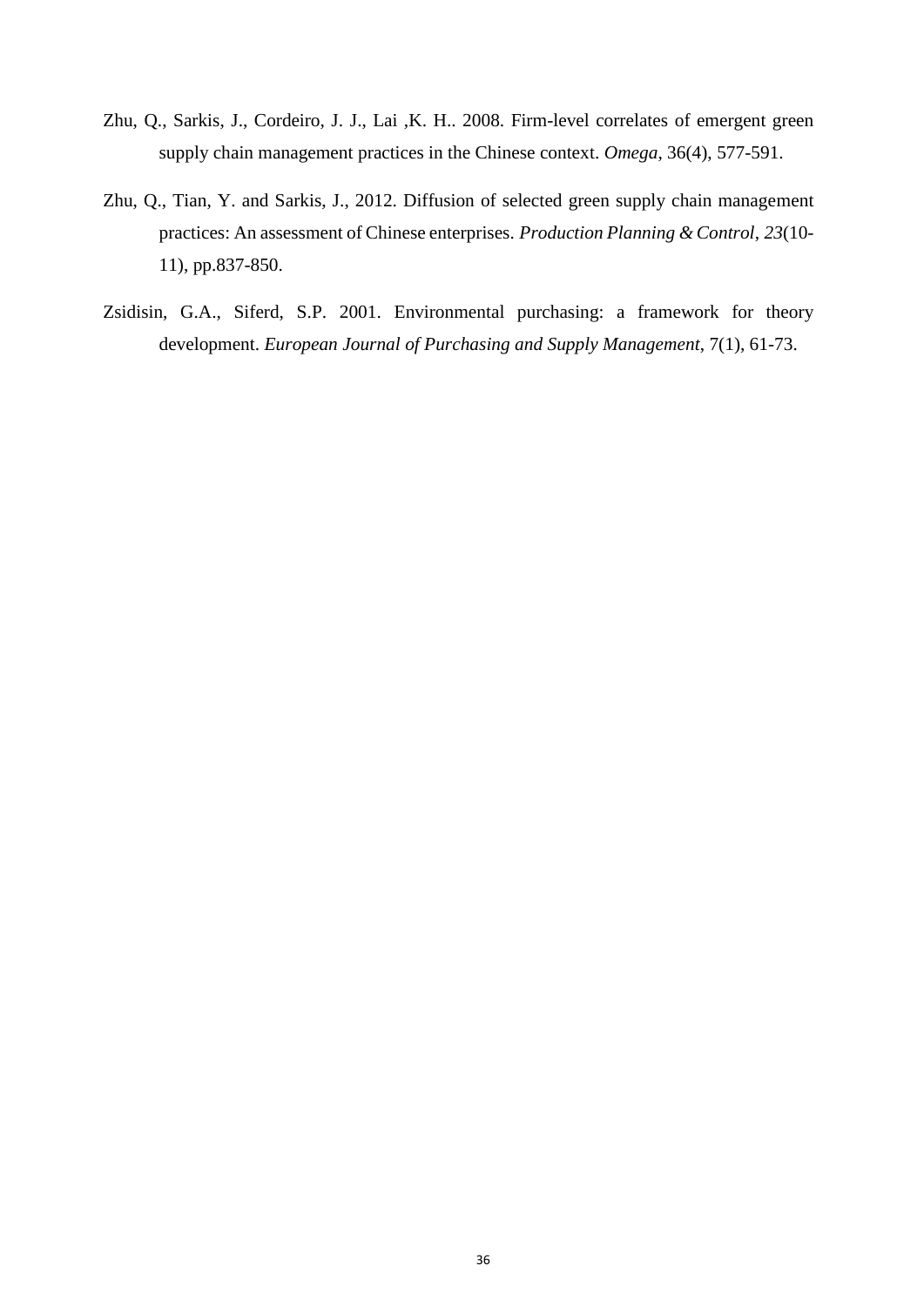Zhu, Q., Sarkis, J., Cordeiro, J. J., Lai ,K. H.. 2008. Firm-level correlates of emergent green supply chain management practices in the Chinese context. *Omega*, 36(4), 577-591.

Zhu, Q., Tian, Y. and Sarkis, J., 2012. Diffusion of selected green supply chain management practices: An assessment of Chinese enterprises. *Production Planning & Control*, *23*(10-11), pp.837-850.

Zsidisin, G.A., Siferd, S.P. 2001. Environmental purchasing: a framework for theory development. *European Journal of Purchasing and Supply Management*, 7(1), 61-73.